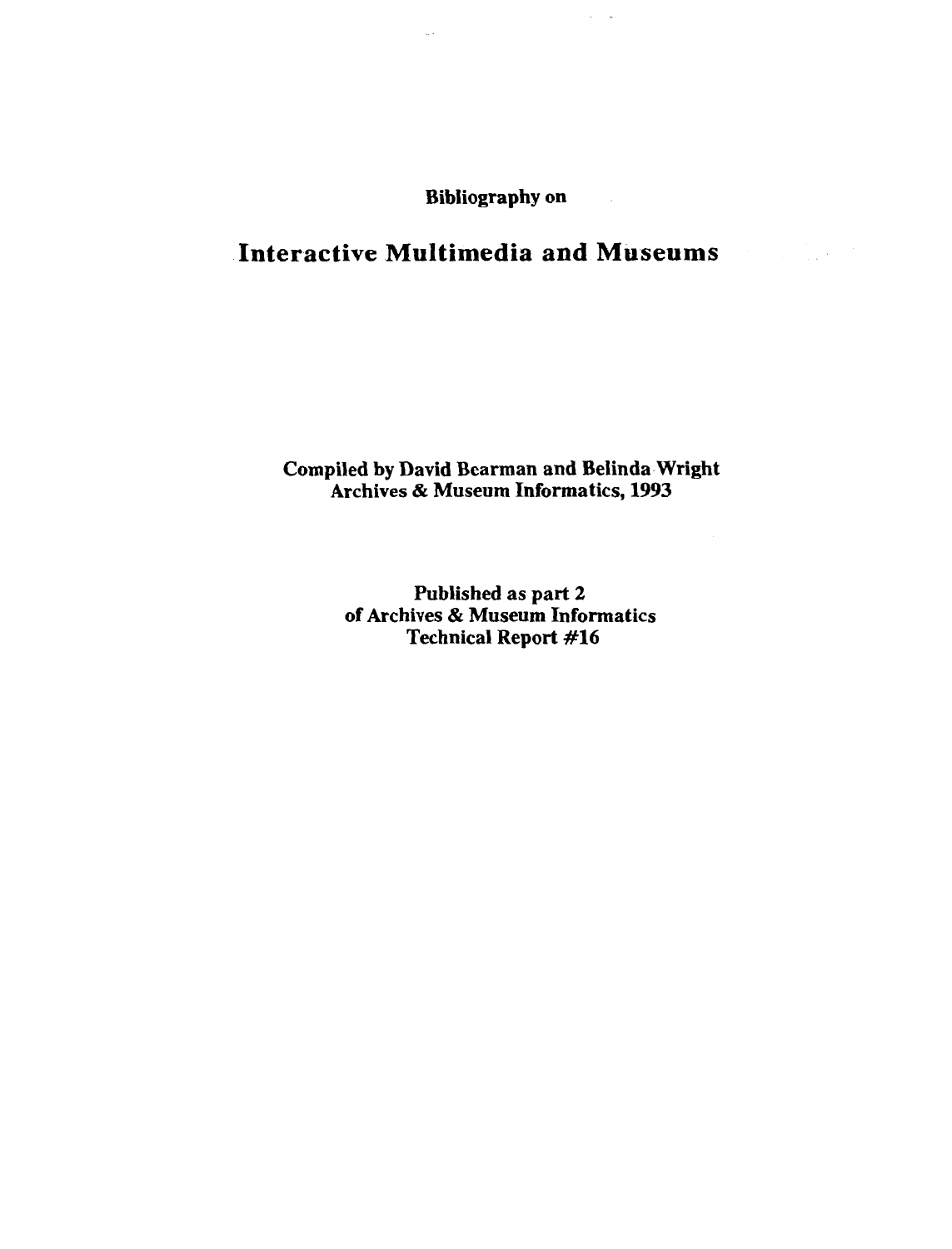**Bibliography on**

# Interactive Multimedia and Museums

**Compiled by David Bearman and Belinda Wright**
**Archives & Museum Informatics, 1993**

**Published as part 2**
**of Archives & Museum Informatics**
**Technical Report #16**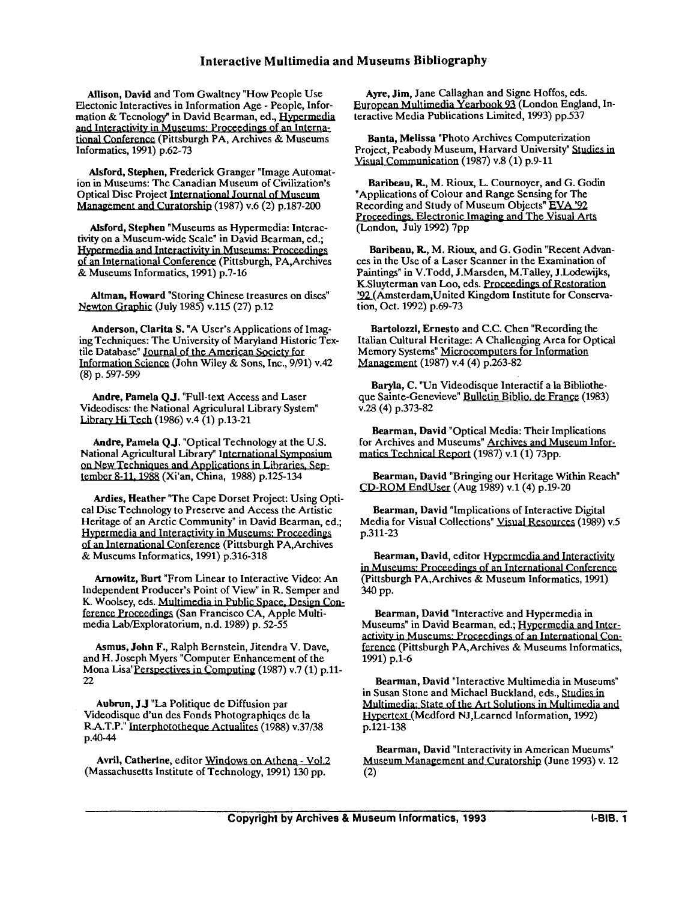# Interactive Multimedia and Museums Bibliography

**Allison, David** and Tom Gwaltney "How People Use Electonic Interactives in Information Age - People, Information & Tecnology" in David Bearman, ed., Hypermedia and Interactivity in Museums: Proceedings of an International Conference (Pittsburgh PA, Archives & Museums Informatics, 1991) p.62-73

**Alsford, Stephen**, Frederick Granger "Image Automation in Museums: The Canadian Museum of Civilization's Optical Disc Project International Journal of Museum Management and Curatorship (1987) v.6 (2) p.187-200

**Alsford, Stephen** "Museums as Hypermedia: Interactivity on a Museum-wide Scale" in David Bearman, ed.; Hypermedia and Interactivity in Museums: Proceedings of an International Conference (Pittsburgh, PA,Archives & Museums Informatics, 1991) p.7-16

**Altman, Howard** "Storing Chinese treasures on discs" Newton Graphic (July 1985) v.115 (27) p.12

**Anderson, Clarita S.** "A User's Applications of Imaging Techniques: The University of Maryland Historic Textile Database" Journal of the American Society for Information Science (John Wiley & Sons, Inc., 9/91) v.42 (8) p. 597-599

**Andre, Pamela Q.J.** "Full-text Access and Laser Videodiscs: the National Agricultural Library System" Library Hi Tech (1986) v.4 (1) p.13-21

**Andre, Pamela Q.J.** "Optical Technology at the U.S. National Agricultural Library" International Symposium on New Techniques and Applications in Libraries, September 8-11, 1988 (Xi'an, China, 1988) p.125-134

**Ardies, Heather** "The Cape Dorset Project: Using Optical Disc Technology to Preserve and Access the Artistic Heritage of an Arctic Community" in David Bearman, ed.; Hypermedia and Interactivity in Museums: Proceedings of an International Conference (Pittsburgh PA,Archives & Museums Informatics, 1991) p.316-318

**Arnowitz, Burt** "From Linear to Interactive Video: An Independent Producer's Point of View" in R. Semper and K. Woolsey, eds. Multimedia in Public Space, Design Conference Proceedings (San Francisco CA, Apple Multimedia Lab/Exploratorium, n.d. 1989) p. 52-55

**Asmus, John F.**, Ralph Bernstein, Jitendra V. Dave, and H. Joseph Myers "Computer Enhancement of the Mona Lisa"Perspectives in Computing (1987) v.7 (1) p.11-22

**Aubrun, J.J** "La Politique de Diffusion par Videodisque d'un des Fonds Photographiqes de la R.A.T.P." Interphototheque Actualites (1988) v.37/38 p.40-44

**Avril, Catherine**, editor Windows on Athena - Vol.2 (Massachusetts Institute of Technology, 1991) 130 pp.

**Ayre, Jim**, Jane Callaghan and Signe Hoffos, eds. European Multimedia Yearbook 93 (London England, Interactive Media Publications Limited, 1993) pp.537

**Banta, Melissa** "Photo Archives Computerization Project, Peabody Museum, Harvard University" Studies in Visual Communication (1987) v.8 (1) p.9-11

**Baribeau, R.**, M. Rioux, L. Cournoyer, and G. Godin "Applications of Colour and Range Sensing for The Recording and Study of Museum Objects" EVA '92 Proceedings, Electronic Imaging and The Visual Arts (London, July 1992) 7pp

**Baribeau, R.**, M. Rioux, and G. Godin "Recent Advances in the Use of a Laser Scanner in the Examination of Paintings" in V.Todd, J.Marsden, M.Talley, J.Lodewijks, K.Sluyterman van Loo, eds. Proceedings of Restoration '92 (Amsterdam,United Kingdom Institute for Conservation, Oct. 1992) p.69-73

**Bartolozzi, Ernesto** and C.C. Chen "Recording the Italian Cultural Heritage: A Challenging Area for Optical Memory Systems" Microcomputers for Information Management (1987) v.4 (4) p.263-82

**Baryla, C.** "Un Videodisque Interactif a la Bibliotheque Sainte-Genevieve" Bulletin Biblio. de France (1983) v.28 (4) p.373-82

**Bearman, David** "Optical Media: Their Implications for Archives and Museums" Archives and Museum Informatics Technical Report (1987) v.1 (1) 73pp.

**Bearman, David** "Bringing our Heritage Within Reach" CD-ROM EndUser (Aug 1989) v.1 (4) p.19-20

**Bearman, David** "Implications of Interactive Digital Media for Visual Collections" Visual Resources (1989) v.5 p.311-23

**Bearman, David**, editor Hypermedia and Interactivity in Museums: Proceedings of an International Conference (Pittsburgh PA,Archives & Museum Informatics, 1991) 340 pp.

**Bearman, David** "Interactive and Hypermedia in Museums" in David Bearman, ed.; Hypermedia and Interactivity in Museums: Proceedings of an International Conference (Pittsburgh PA,Archives & Museums Informatics, 1991) p.1-6

**Bearman, David** "Interactive Multimedia in Museums" in Susan Stone and Michael Buckland, eds., Studies in Multimedia: State of the Art Solutions in Multimedia and Hypertext (Medford NJ,Learned Information, 1992) p.121-138

**Bearman, David** "Interactivity in American Mueums" Museum Management and Curatorship (June 1993) v. 12 (2)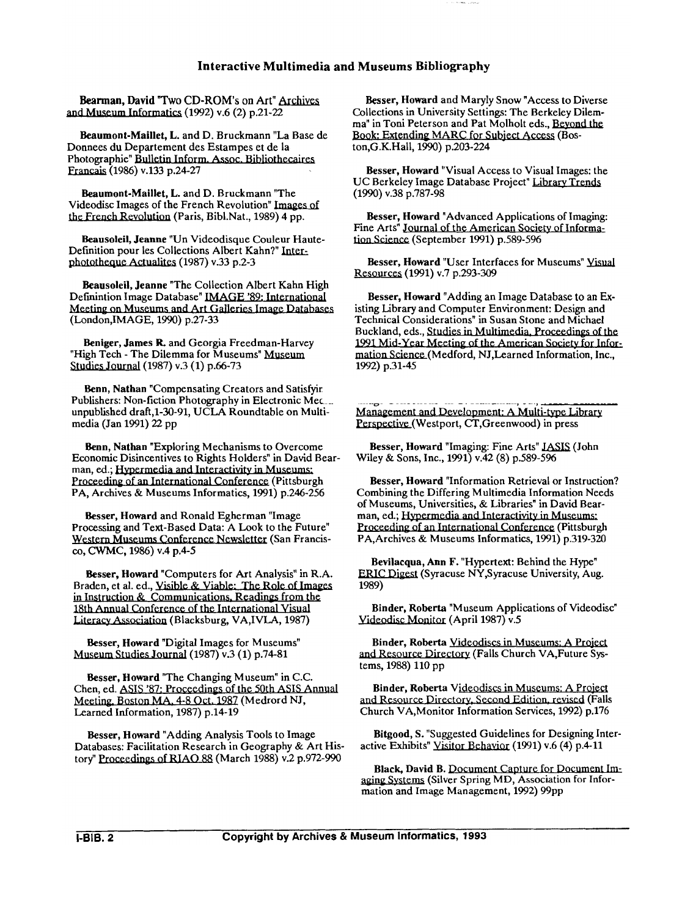# Interactive Multimedia and Museums Bibliography

**Bearman, David** "Two CD-ROM's on Art" Archives and Museum Informatics (1992) v.6 (2) p.21-22

**Beaumont-Maillet, L.** and D. Bruckmann "La Base de Donnees du Departement des Estampes et de la Photographie" Bulletin Inform. Assoc. Bibliothecaires Francais (1986) v.133 p.24-27

**Beaumont-Maillet, L.** and D. Bruckmann "The Videodisc Images of the French Revolution" Images of the French Revolution (Paris, Bibl.Nat., 1989) 4 pp.

**Beausoleil, Jeanne** "Un Videodisque Couleur Haute-Definition pour les Collections Albert Kahn?" Interphototheque Actualites (1987) v.33 p.2-3

**Beausoleil, Jeanne** "The Collection Albert Kahn High Definintion Image Database" IMAGE '89: International Meeting on Museums and Art Galleries Image Databases (London,IMAGE, 1990) p.27-33

**Beniger, James R.** and Georgia Freedman-Harvey "High Tech - The Dilemma for Museums" Museum Studies Journal (1987) v.3 (1) p.66-73

**Benn, Nathan** "Compensating Creators and Satisfyir Publishers: Non-fiction Photography in Electronic Mec unpublished draft,1-30-91, UCLA Roundtable on Multimedia (Jan 1991) 22 pp

**Benn, Nathan** "Exploring Mechanisms to Overcome Economic Disincentives to Rights Holders" in David Bearman, ed.; Hypermedia and Interactivity in Museums: Proceeding of an International Conference (Pittsburgh PA, Archives & Museums Informatics, 1991) p.246-256

**Besser, Howard** and Ronald Egherman "Image Processing and Text-Based Data: A Look to the Future" Western Museums Conference Newsletter (San Francisco, CWMC, 1986) v.4 p.4-5

**Besser, Howard** "Computers for Art Analysis" in R.A. Braden, et al. ed., Visible & Viable: The Role of Images in Instruction & Communications, Readings from the 18th Annual Conference of the International Visual Literacy Association (Blacksburg, VA,IVLA, 1987)

**Besser, Howard** "Digital Images for Museums" Museum Studies Journal (1987) v.3 (1) p.74-81

**Besser, Howard** "The Changing Museum" in C.C. Chen, ed. ASIS '87: Proceedings of the 50th ASIS Annual Meeting, Boston MA, 4-8 Oct. 1987 (Medrord NJ, Learned Information, 1987) p.14-19

**Besser, Howard** "Adding Analysis Tools to Image Databases: Facilitation Research in Geography & Art History" Proceedings of RIAO 88 (March 1988) v.2 p.972-990

**Besser, Howard** and Maryly Snow "Access to Diverse Collections in University Settings: The Berkeley Dilemma" in Toni Peterson and Pat Molholt eds., Beyond the Book: Extending MARC for Subject Access (Boston,G.K.Hall, 1990) p.203-224

**Besser, Howard** "Visual Access to Visual Images: the UC Berkeley Image Database Project" Library Trends (1990) v.38 p.787-98

**Besser, Howard** "Advanced Applications of Imaging: Fine Arts" Journal of the American Society of Information Science (September 1991) p.589-596

**Besser, Howard** "User Interfaces for Museums" Visual Resources (1991) v.7 p.293-309

**Besser, Howard** "Adding an Image Database to an Existing Library and Computer Environment: Design and Technical Considerations" in Susan Stone and Michael Buckland, eds., Studies in Multimedia, Proceedings of the 1991 Mid-Year Meeting of the American Society for Information Science (Medford, NJ,Learned Information, Inc., 1992) p.31-45

Management and Development: A Multi-type Library Perspective (Westport, CT,Greenwood) in press

**Besser, Howard** "Imaging: Fine Arts" JASIS (John Wiley & Sons, Inc., 1991) v.42 (8) p.589-596

**Besser, Howard** "Information Retrieval or Instruction? Combining the Differing Multimedia Information Needs of Museums, Universities, & Libraries" in David Bearman, ed.; Hypermedia and Interactivity in Museums: Proceeding of an International Conference (Pittsburgh PA,Archives & Museums Informatics, 1991) p.319-320

**Bevilacqua, Ann F.** "Hypertext: Behind the Hype" ERIC Digest (Syracuse NY,Syracuse University, Aug. 1989)

**Binder, Roberta** "Museum Applications of Videodisc" Videodisc Monitor (April 1987) v.5

**Binder, Roberta** Videodiscs in Museums: A Project and Resource Directory (Falls Church VA,Future Systems, 1988) 110 pp

**Binder, Roberta** Videodiscs in Museums: A Project and Resource Directory, Second Edition, revised (Falls Church VA,Monitor Information Services, 1992) p.176

**Bitgood, S.** "Suggested Guidelines for Designing Interactive Exhibits" Visitor Behavior (1991) v.6 (4) p.4-11

**Black, David B.** Document Capture for Document Imaging Systems (Silver Spring MD, Association for Information and Image Management, 1992) 99pp

Copyright by Archives & Museum Informatics, 1993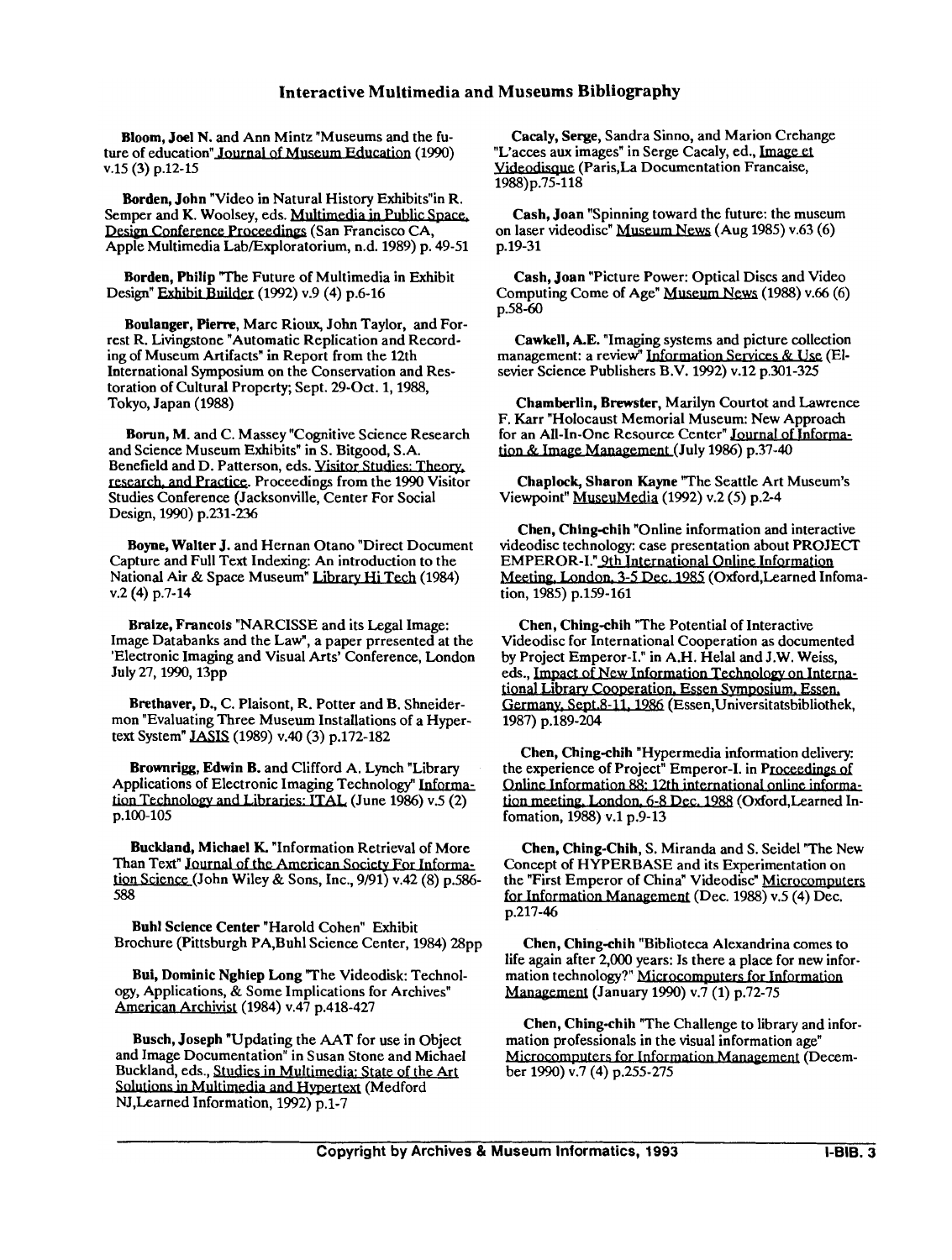## Interactive Multimedia and Museums Bibliography

**Bloom, Joel N.** and Ann Mintz "Museums and the future of education" Journal of Museum Education (1990) v.15 (3) p.12-15

**Borden, John** "Video in Natural History Exhibits"in R. Semper and K. Woolsey, eds. Multimedia in Public Space, Design Conference Proceedings (San Francisco CA, Apple Multimedia Lab/Exploratorium, n.d. 1989) p. 49-51

**Borden, Philip** "The Future of Multimedia in Exhibit Design" Exhibit Builder (1992) v.9 (4) p.6-16

**Boulanger, Pierre**, Marc Rioux, John Taylor, and Forrest R. Livingstone "Automatic Replication and Recording of Museum Artifacts" in Report from the 12th International Symposium on the Conservation and Restoration of Cultural Property; Sept. 29-Oct. 1, 1988, Tokyo, Japan (1988)

**Borun, M.** and C. Massey "Cognitive Science Research and Science Museum Exhibits" in S. Bitgood, S.A. Benefield and D. Patterson, eds. Visitor Studies: Theory, research, and Practice. Proceedings from the 1990 Visitor Studies Conference (Jacksonville, Center For Social Design, 1990) p.231-236

**Boyne, Walter J.** and Hernan Otano "Direct Document Capture and Full Text Indexing: An introduction to the National Air & Space Museum" Library Hi Tech (1984) v.2 (4) p.7-14

**Bralze, Francois** "NARCISSE and its Legal Image: Image Databanks and the Law", a paper prresented at the 'Electronic Imaging and Visual Arts' Conference, London July 27, 1990, 13pp

**Brethaver, D.**, C. Plaisont, R. Potter and B. Shneidermon "Evaluating Three Museum Installations of a Hypertext System" JASIS (1989) v.40 (3) p.172-182

**Brownrigg, Edwin B.** and Clifford A. Lynch "Library Applications of Electronic Imaging Technology" Information Technology and Libraries: ITAL (June 1986) v.5 (2) p.100-105

**Buckland, Michael K.** "Information Retrieval of More Than Text" Journal of the American Society For Information Science (John Wiley & Sons, Inc., 9/91) v.42 (8) p.586-588

**Buhl Science Center** "Harold Cohen" Exhibit Brochure (Pittsburgh PA,Buhl Science Center, 1984) 28pp

**Bui, Dominic Nghiep Long** "The Videodisk: Technology, Applications, & Some Implications for Archives" American Archivist (1984) v.47 p.418-427

**Busch, Joseph** "Updating the AAT for use in Object and Image Documentation" in Susan Stone and Michael Buckland, eds., Studies in Multimedia: State of the Art Solutions in Multimedia and Hypertext (Medford NJ,Learned Information, 1992) p.1-7

**Cacaly, Serge**, Sandra Sinno, and Marion Crehange "L'acces aux images" in Serge Cacaly, ed., Image et Videodisque (Paris,La Documentation Francaise, 1988)p.75-118

**Cash, Joan** "Spinning toward the future: the museum on laser videodisc" Museum News (Aug 1985) v.63 (6) p.19-31

**Cash, Joan** "Picture Power: Optical Discs and Video Computing Come of Age" Museum News (1988) v.66 (6) p.58-60

**Cawkell, A.E.** "Imaging systems and picture collection management: a review" Information Services & Use (Elsevier Science Publishers B.V. 1992) v.12 p.301-325

**Chamberlin, Brewster**, Marilyn Courtot and Lawrence F. Karr "Holocaust Memorial Museum: New Approach for an All-In-One Resource Center" Journal of Information & Image Management (July 1986) p.37-40

**Chaplock, Sharon Kayne** "The Seattle Art Museum's Viewpoint" MuseuMedia (1992) v.2 (5) p.2-4

**Chen, Ching-chih** "Online information and interactive videodisc technology: case presentation about PROJECT EMPEROR-I." 9th International Online Information Meeting, London, 3-5 Dec. 1985 (Oxford,Learned Infomation, 1985) p.159-161

**Chen, Ching-chih** "The Potential of Interactive Videodisc for International Cooperation as documented by Project Emperor-I." in A.H. Helal and J.W. Weiss, eds., Impact of New Information Technology on International Library Cooperation, Essen Symposium, Essen, Germany, Sept.8-11, 1986 (Essen,Universitatsbibliothek, 1987) p.189-204

**Chen, Ching-chih** "Hypermedia information delivery: the experience of Project" Emperor-I. in Proceedings of Online Information 88: 12th international online information meeting, London, 6-8 Dec. 1988 (Oxford,Learned Infomation, 1988) v.1 p.9-13

**Chen, Ching-Chih**, S. Miranda and S. Seidel "The New Concept of HYPERBASE and its Experimentation on the "First Emperor of China" Videodisc" Microcomputers for Information Management (Dec. 1988) v.5 (4) Dec. p.217-46

**Chen, Ching-chih** "Biblioteca Alexandrina comes to life again after 2,000 years: Is there a place for new information technology?" Microcomputers for Information Management (January 1990) v.7 (1) p.72-75

**Chen, Ching-chih** "The Challenge to library and information professionals in the visual information age" Microcomputers for Information Management (December 1990) v.7 (4) p.255-275

Copyright by Archives & Museum Informatics, 1993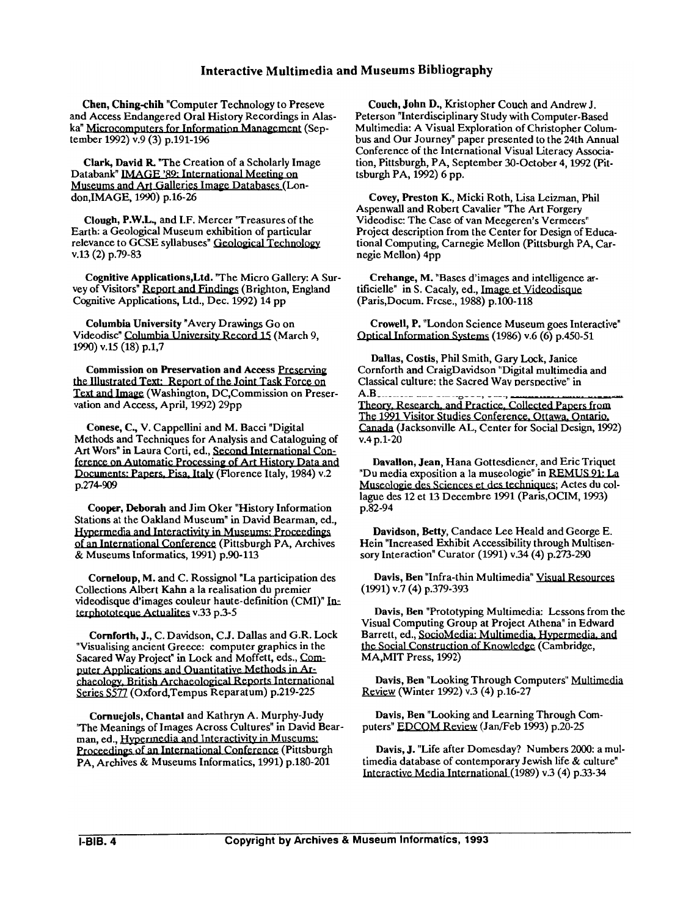## Interactive Multimedia and Museums Bibliography

**Chen, Ching-chih** "Computer Technology to Preseve and Access Endangered Oral History Recordings in Alaska" Microcomputers for Information Management (September 1992) v.9 (3) p.191-196

**Clark, David R.** "The Creation of a Scholarly Image Databank" IMAGE '89: International Meeting on Museums and Art Galleries Image Databases (London,IMAGE, 1990) p.16-26

**Clough, P.W.L.,** and I.F. Mercer "Treasures of the Earth: a Geological Museum exhibition of particular relevance to GCSE syllabuses" Geological Technology v.13 (2) p.79-83

**Cognitive Applications,Ltd.** "The Micro Gallery: A Survey of Visitors" Report and Findings (Brighton, England Cognitive Applications, Ltd., Dec. 1992) 14 pp

**Columbia University** "Avery Drawings Go on Videodisc" Columbia University Record 15 (March 9, 1990) v.15 (18) p.1,7

**Commission on Preservation and Access** Preserving the Illustrated Text: Report of the Joint Task Force on Text and Image (Washington, DC,Commission on Preservation and Access, April, 1992) 29pp

**Conese, C.,** V. Cappellini and M. Bacci "Digital Methods and Techniques for Analysis and Cataloguing of Art Wors" in Laura Corti, ed., Second International Conference on Automatic Processing of Art History Data and Documents: Papers, Pisa, Italy (Florence Italy, 1984) v.2 p.274-909

**Cooper, Deborah** and Jim Oker "History Information Stations at the Oakland Museum" in David Bearman, ed., Hypermedia and Interactivity in Museums: Proceedings of an International Conference (Pittsburgh PA, Archives & Museums Informatics, 1991) p.90-113

**Corneloup, M.** and C. Rossignol "La participation des Collections Albert Kahn a la realisation du premier videodisque d'images couleur haute-definition (CMI)" Interphototeque Actualites v.33 p.3-5

**Cornforth, J.,** C. Davidson, C.J. Dallas and G.R. Lock "Visualising ancient Greece: computer graphics in the Sacared Way Project" in Lock and Moffett, eds., Computer Applications and Quantitative Methods in Archaeology, British Archaeological Reports International Series S577 (Oxford,Tempus Reparatum) p.219-225

**Cornuejols, Chantal** and Kathryn A. Murphy-Judy "The Meanings of Images Across Cultures" in David Bearman, ed., Hypermedia and Interactivity in Museums: Proceedings of an International Conference (Pittsburgh PA, Archives & Museums Informatics, 1991) p.180-201

**Couch, John D.,** Kristopher Couch and Andrew J. Peterson "Interdisciplinary Study with Computer-Based Multimedia: A Visual Exploration of Christopher Columbus and Our Journey" paper presented to the 24th Annual Conference of the International Visual Literacy Association, Pittsburgh, PA, September 30-October 4, 1992 (Pittsburgh PA, 1992) 6 pp.

**Covey, Preston K.,** Micki Roth, Lisa Leizman, Phil Aspenwall and Robert Cavalier "The Art Forgery Videodisc: The Case of van Meegeren's Vermeers" Project description from the Center for Design of Educational Computing, Carnegie Mellon (Pittsburgh PA, Carnegie Mellon) 4pp

**Crehange, M.** "Bases d'images and intelligence artificielle" in S. Cacaly, ed., Image et Videodisque (Paris,Docum. Frcse., 1988) p.100-118

**Crowell, P.** "London Science Museum goes Interactive" Optical Information Systems (1986) v.6 (6) p.450-51

**Dallas, Costis,** Phil Smith, Gary Lock, Janice Cornforth and CraigDavidson "Digital multimedia and Classical culture: the Sacred Way perspective" in A.B............ Theory, Research, and Practice, Collected Papers from The 1991 Visitor Studies Conference, Ottawa, Ontario, Canada (Jacksonville AL, Center for Social Design, 1992) v.4 p.1-20

**Davallon, Jean,** Hana Gottesdiener, and Eric Triquet "Du media exposition a la museologie" in REMUS 91: La Museologie des Sciences et des techniques; Actes du collague des 12 et 13 Decembre 1991 (Paris,OCIM, 1993) p.82-94

**Davidson, Betty,** Candace Lee Heald and George E. Hein "Increased Exhibit Accessibility through Multisensory Interaction" Curator (1991) v.34 (4) p.273-290

**Davis, Ben** "Infra-thin Multimedia" Visual Resources (1991) v.7 (4) p.379-393

**Davis, Ben** "Prototyping Multimedia: Lessons from the Visual Computing Group at Project Athena" in Edward Barrett, ed., SocioMedia: Multimedia, Hypermedia, and the Social Construction of Knowledge (Cambridge, MA,MIT Press, 1992)

**Davis, Ben** "Looking Through Computers" Multimedia Review (Winter 1992) v.3 (4) p.16-27

**Davis, Ben** "Looking and Learning Through Computers" EDCOM Review (Jan/Feb 1993) p.20-25

**Davis, J.** "Life after Domesday? Numbers 2000: a multimedia database of contemporary Jewish life & culture" Interactive Media International (1989) v.3 (4) p.33-34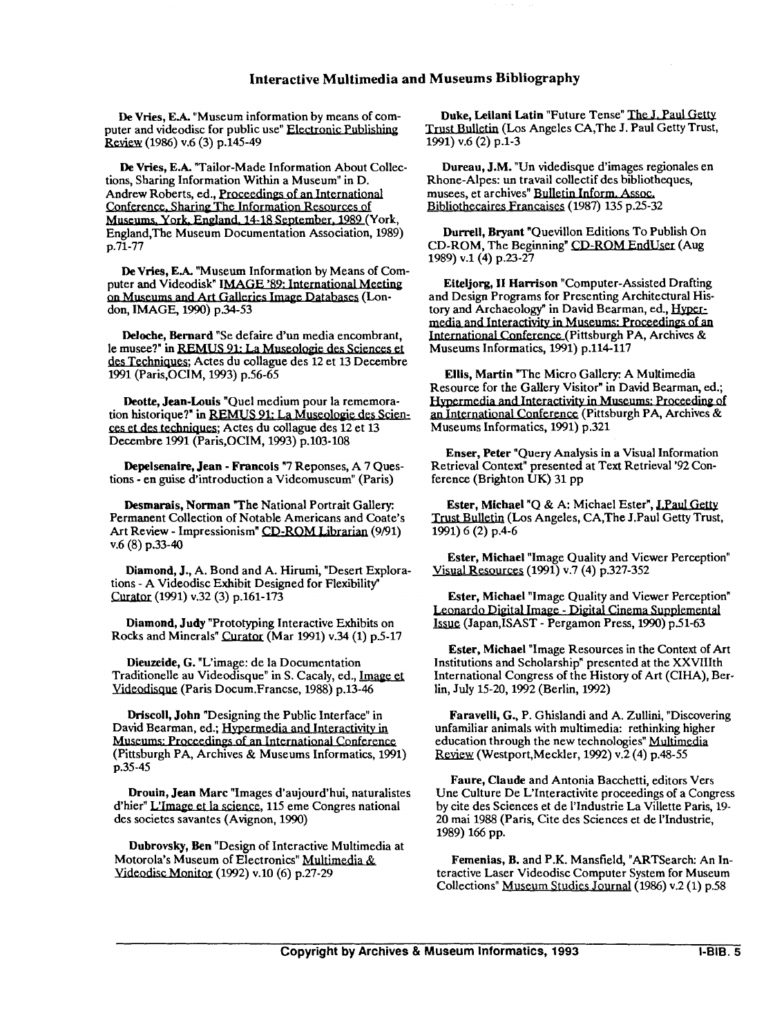## Interactive Multimedia and Museums Bibliography

**De Vries, E.A.** "Museum information by means of computer and videodisc for public use" Electronic Publishing Review (1986) v.6 (3) p.145-49

**De Vries, E.A.** "Tailor-Made Information About Collections, Sharing Information Within a Museum" in D. Andrew Roberts, ed., Proceedings of an International Conference, Sharing The Information Resources of Museums, York, England, 14-18 September, 1989 (York, England,The Museum Documentation Association, 1989) p.71-77

**De Vries, E.A.** "Museum Information by Means of Computer and Videodisk" IMAGE '89: International Meeting on Museums and Art Galleries Image Databases (London, IMAGE, 1990) p.34-53

**Deloche, Bernard** "Se defaire d'un media encombrant, le musee?" in REMUS 91: La Museologie des Sciences et des Techniques; Actes du collague des 12 et 13 Decembre 1991 (Paris,OCIM, 1993) p.56-65

**Deotte, Jean-Louis** "Quel medium pour la rememoration historique?" in REMUS 91: La Museologie des Sciences et des techniques; Actes du collague des 12 et 13 Decembre 1991 (Paris,OCIM, 1993) p.103-108

**Depelsenaire, Jean - Francois** "7 Reponses, A 7 Questions - en guise d'introduction a Videomuseum" (Paris)

**Desmarais, Norman** "The National Portrait Gallery: Permanent Collection of Notable Americans and Coate's Art Review - Impressionism" CD-ROM Librarian (9/91) v.6 (8) p.33-40

**Diamond, J.**, A. Bond and A. Hirumi, "Desert Explorations - A Videodisc Exhibit Designed for Flexibility" Curator (1991) v.32 (3) p.161-173

**Diamond, Judy** "Prototyping Interactive Exhibits on Rocks and Minerals" Curator (Mar 1991) v.34 (1) p.5-17

**Dieuzeide, G.** "L'image: de la Documentation Traditionelle au Videodisque" in S. Cacaly, ed., Image et Videodisque (Paris Docum.Francse, 1988) p.13-46

**Driscoll, John** "Designing the Public Interface" in David Bearman, ed.; Hypermedia and Interactivity in Museums: Proceedings of an International Conference (Pittsburgh PA, Archives & Museums Informatics, 1991) p.35-45

**Drouin, Jean Marc** "Images d'aujourd'hui, naturalistes d'hier" L'Image et la science, 115 eme Congres national des societes savantes (Avignon, 1990)

**Dubrovsky, Ben** "Design of Interactive Multimedia at Motorola's Museum of Electronics" Multimedia & Videodisc Monitor (1992) v.10 (6) p.27-29

**Duke, Leilani Latin** "Future Tense" The J. Paul Getty Trust Bulletin (Los Angeles CA,The J. Paul Getty Trust, 1991) v.6 (2) p.1-3

**Dureau, J.M.** "Un videdisque d'images regionales en Rhone-Alpes: un travail collectif des bibliotheques, musees, et archives" Bulletin Inform. Assoc. Bibliothecaires Francaises (1987) 135 p.25-32

**Durrell, Bryant** "Quevillon Editions To Publish On CD-ROM, The Beginning" CD-ROM EndUser (Aug 1989) v.1 (4) p.23-27

**Eiteljorg, II Harrison** "Computer-Assisted Drafting and Design Programs for Presenting Architectural History and Archaeology" in David Bearman, ed., Hypermedia and Interactivity in Museums: Proceedings of an International Conference (Pittsburgh PA, Archives & Museums Informatics, 1991) p.114-117

**Ellis, Martin** "The Micro Gallery: A Multimedia Resource for the Gallery Visitor" in David Bearman, ed.; Hypermedia and Interactivity in Museums: Proceeding of an International Conference (Pittsburgh PA, Archives & Museums Informatics, 1991) p.321

**Enser, Peter** "Query Analysis in a Visual Information Retrieval Context" presented at Text Retrieval '92 Conference (Brighton UK) 31 pp

**Ester, Michael** "Q & A: Michael Ester", J.Paul Getty Trust Bulletin (Los Angeles, CA,The J.Paul Getty Trust, 1991) 6 (2) p.4-6

**Ester, Michael** "Image Quality and Viewer Perception" Visual Resources (1991) v.7 (4) p.327-352

**Ester, Michael** "Image Quality and Viewer Perception" Leonardo Digital Image - Digital Cinema Supplemental Issue (Japan,ISAST - Pergamon Press, 1990) p.51-63

**Ester, Michael** "Image Resources in the Context of Art Institutions and Scholarship" presented at the XXVIIIth International Congress of the History of Art (CIHA), Berlin, July 15-20, 1992 (Berlin, 1992)

**Faravelli, G.**, P. Ghislandi and A. Zullini, "Discovering unfamiliar animals with multimedia: rethinking higher education through the new technologies" Multimedia Review (Westport,Meckler, 1992) v.2 (4) p.48-55

**Faure, Claude** and Antonia Bacchetti, editors Vers Une Culture De L'Interactivite proceedings of a Congress by cite des Sciences et de l'Industrie La Villette Paris, 19-20 mai 1988 (Paris, Cite des Sciences et de l'Industrie, 1989) 166 pp.

**Femenias, B.** and P.K. Mansfield, "ARTSearch: An Interactive Laser Videodisc Computer System for Museum Collections" Museum Studies Journal (1986) v.2 (1) p.58

Copyright by Archives & Museum Informatics, 1993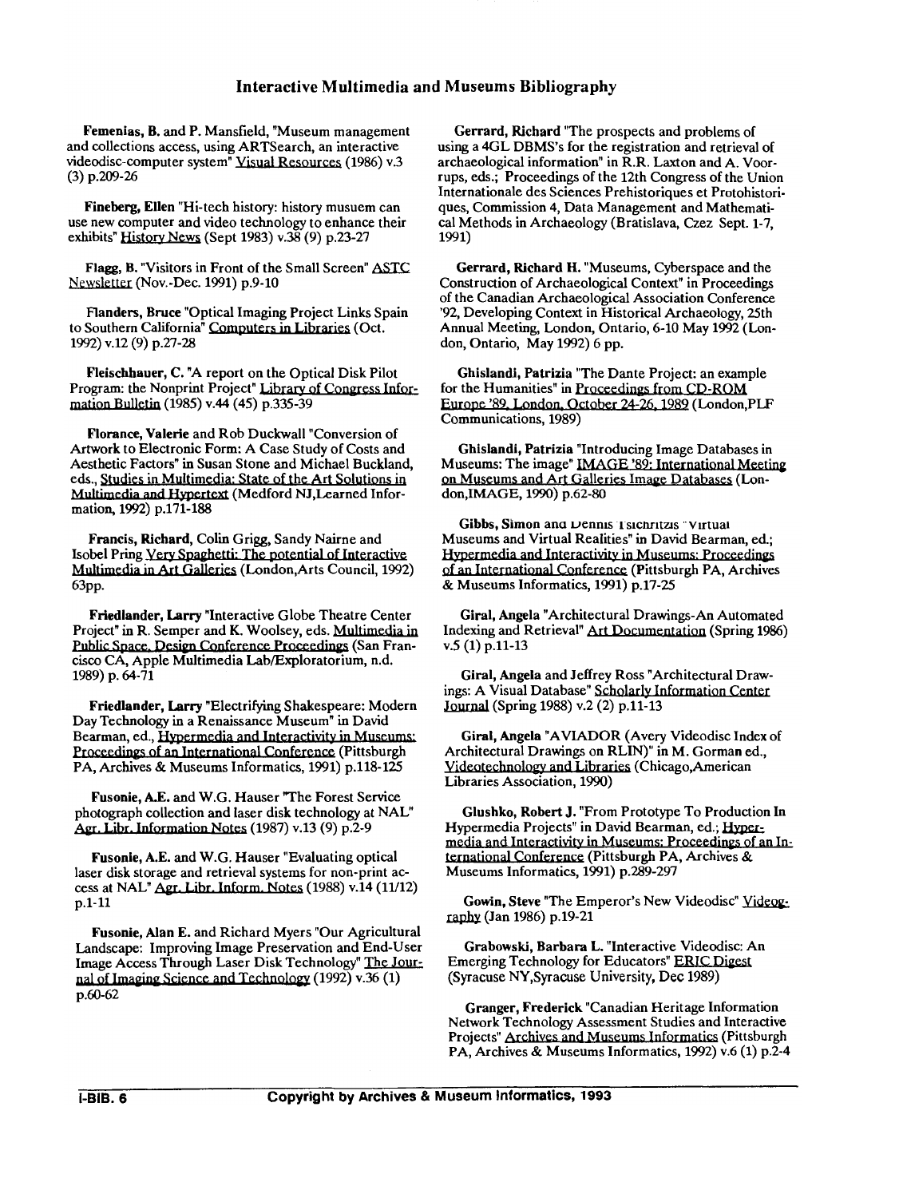# Interactive Multimedia and Museums Bibliography

**Femenias, B.** and P. Mansfield, "Museum management and collections access, using ARTSearch, an interactive videodisc-computer system" Visual Resources (1986) v.3 (3) p.209-26

**Fineberg, Ellen** "Hi-tech history: history musuem can use new computer and video technology to enhance their exhibits" History News (Sept 1983) v.38 (9) p.23-27

**Flagg, B.** "Visitors in Front of the Small Screen" ASTC Newsletter (Nov.-Dec. 1991) p.9-10

**Flanders, Bruce** "Optical Imaging Project Links Spain to Southern California" Computers in Libraries (Oct. 1992) v.12 (9) p.27-28

**Fleischhauer, C.** "A report on the Optical Disk Pilot Program: the Nonprint Project" Library of Congress Information Bulletin (1985) v.44 (45) p.335-39

**Florance, Valerie** and Rob Duckwall "Conversion of Artwork to Electronic Form: A Case Study of Costs and Aesthetic Factors" in Susan Stone and Michael Buckland, eds., Studies in Multimedia: State of the Art Solutions in Multimedia and Hypertext (Medford NJ,Learned Information, 1992) p.171-188

**Francis, Richard**, Colin Grigg, Sandy Nairne and Isobel Pring Very Spaghetti: The potential of Interactive Multimedia in Art Galleries (London,Arts Council, 1992) 63pp.

**Friedlander, Larry** "Interactive Globe Theatre Center Project" in R. Semper and K. Woolsey, eds. Multimedia in Public Space. Design Conference Proceedings (San Francisco CA, Apple Multimedia Lab/Exploratorium, n.d. 1989) p. 64-71

**Friedlander, Larry** "Electrifying Shakespeare: Modern Day Technology in a Renaissance Museum" in David Bearman, ed., Hypermedia and Interactivity in Museums: Proceedings of an International Conference (Pittsburgh PA, Archives & Museums Informatics, 1991) p.118-125

**Fusonie, A.E.** and W.G. Hauser "The Forest Service photograph collection and laser disk technology at NAL" Agr. Libr. Information Notes (1987) v.13 (9) p.2-9

**Fusonie, A.E.** and W.G. Hauser "Evaluating optical laser disk storage and retrieval systems for non-print access at NAL" Agr. Libr. Inform. Notes (1988) v.14 (11/12) p.1-11

**Fusonie, Alan E.** and Richard Myers "Our Agricultural Landscape: Improving Image Preservation and End-User Image Access Through Laser Disk Technology" The Journal of Imaging Science and Technology (1992) v.36 (1) p.60-62

**Gerrard, Richard** "The prospects and problems of using a 4GL DBMS's for the registration and retrieval of archaeological information" in R.R. Laxton and A. Voorrups, eds.; Proceedings of the 12th Congress of the Union Internationale des Sciences Prehistoriques et Protohistoriques, Commission 4, Data Management and Mathematical Methods in Archaeology (Bratislava, Czez Sept. 1-7, 1991)

**Gerrard, Richard H.** "Museums, Cyberspace and the Construction of Archaeological Context" in Proceedings of the Canadian Archaeological Association Conference '92, Developing Context in Historical Archaeology, 25th Annual Meeting, London, Ontario, 6-10 May 1992 (London, Ontario, May 1992) 6 pp.

**Ghislandi, Patrizia** "The Dante Project: an example for the Humanities" in Proceedings from CD-ROM Europe '89, London, October 24-26, 1989 (London,PLF Communications, 1989)

**Ghislandi, Patrizia** "Introducing Image Databases in Museums: The image" IMAGE '89: International Meeting on Museums and Art Galleries Image Databases (London,IMAGE, 1990) p.62-80

**Gibbs, Simon** and Dennis Tsichritzis "Virtual Museums and Virtual Realities" in David Bearman, ed.; Hypermedia and Interactivity in Museums: Proceedings of an International Conference (Pittsburgh PA, Archives & Museums Informatics, 1991) p.17-25

**Giral, Angela** "Architectural Drawings-An Automated Indexing and Retrieval" Art Documentation (Spring 1986) v.5 (1) p.11-13

**Giral, Angela** and Jeffrey Ross "Architectural Drawings: A Visual Database" Scholarly Information Center Journal (Spring 1988) v.2 (2) p.11-13

**Giral, Angela** "AVIADOR (Avery Videodisc Index of Architectural Drawings on RLIN)" in M. Gorman ed., Videotechnology and Libraries (Chicago,American Libraries Association, 1990)

**Glushko, Robert J.** "From Prototype To Production In Hypermedia Projects" in David Bearman, ed.; Hypermedia and Interactivity in Museums: Proceedings of an International Conference (Pittsburgh PA, Archives & Museums Informatics, 1991) p.289-297

**Gowin, Steve** "The Emperor's New Videodisc" Videography (Jan 1986) p.19-21

**Grabowski, Barbara L.** "Interactive Videodisc: An Emerging Technology for Educators" ERIC Digest (Syracuse NY,Syracuse University, Dec 1989)

**Granger, Frederick** "Canadian Heritage Information Network Technology Assessment Studies and Interactive Projects" Archives and Museums Informatics (Pittsburgh PA, Archives & Museums Informatics, 1992) v.6 (1) p.2-4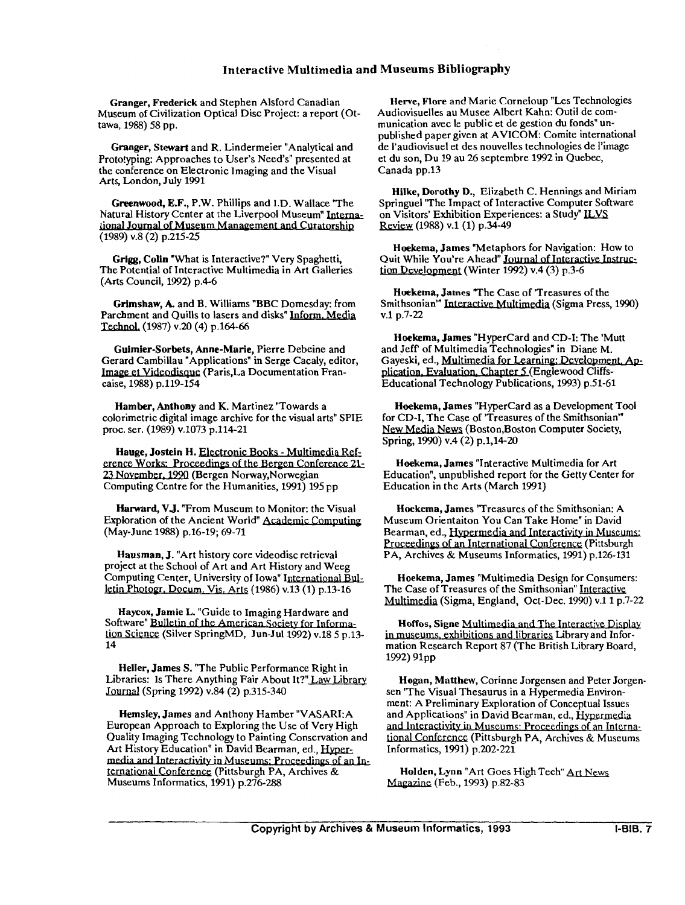## Interactive Multimedia and Museums Bibliography

**Granger, Frederick** and Stephen Alsford Canadian Museum of Civilization Optical Disc Project: a report (Ottawa, 1988) 58 pp.

**Granger, Stewart** and R. Lindermeier "Analytical and Prototyping: Approaches to User's Need's" presented at the conference on Electronic Imaging and the Visual Arts, London, July 1991

**Greenwood, E.F.**, P.W. Phillips and I.D. Wallace "The Natural History Center at the Liverpool Museum" International Journal of Museum Management and Curatorship (1989) v.8 (2) p.215-25

**Grigg, Colin** "What is Interactive?" Very Spaghetti, The Potential of Interactive Multimedia in Art Galleries (Arts Council, 1992) p.4-6

**Grimshaw, A.** and B. Williams "BBC Domesday: from Parchment and Quills to lasers and disks" Inform. Media Technol. (1987) v.20 (4) p.164-66

**Guimier-Sorbets, Anne-Marie**, Pierre Debeine and Gerard Cambillau "Applications" in Serge Cacaly, editor, Image et Videodisque (Paris,La Documentation Francaise, 1988) p.119-154

**Hamber, Anthony** and K. Martinez "Towards a colorimetric digital image archive for the visual arts" SPIE proc. ser. (1989) v.1073 p.114-21

**Hauge, Jostein H.** Electronic Books - Multimedia Reference Works: Proceedings of the Bergen Conference 21-23 November, 1990 (Bergen Norway,Norwegian Computing Centre for the Humanities, 1991) 195 pp

**Harward, V.J.** "From Museum to Monitor: the Visual Exploration of the Ancient World" Academic Computing (May-June 1988) p.16-19; 69-71

**Hausman, J.** "Art history core videodisc retrieval project at the School of Art and Art History and Weeg Computing Center, University of Iowa" International Bulletin Photogr. Docum. Vis. Arts (1986) v.13 (1) p.13-16

**Haycox, Jamie L.** "Guide to Imaging Hardware and Software" Bulletin of the American Society for Information Science (Silver SpringMD, Jun-Jul 1992) v.18 5 p.13-14

**Heller, James S.** "The Public Performance Right in Libraries: Is There Anything Fair About It?" Law Library Journal (Spring 1992) v.84 (2) p.315-340

**Hemsley, James** and Anthony Hamber "VASARI:A European Approach to Exploring the Use of Very High Quality Imaging Technology to Painting Conservation and Art History Education" in David Bearman, ed., Hypermedia and Interactivity in Museums: Proceedings of an International Conference (Pittsburgh PA, Archives & Museums Informatics, 1991) p.276-288

**Herve, Flore** and Marie Corneloup "Les Technologies Audiovisuelles au Musee Albert Kahn: Outil de communication avec le public et de gestion du fonds" unpublished paper given at AVICOM: Comite international de l'audiovisuel et des nouvelles technologies de l'image et du son, Du 19 au 26 septembre 1992 in Quebec, Canada pp.13

**Hilke, Dorothy D.**, Elizabeth C. Hennings and Miriam Springuel "The Impact of Interactive Computer Software on Visitors' Exhibition Experiences: a Study" ILVS Review (1988) v.1 (1) p.34-49

**Hoekema, James** "Metaphors for Navigation: How to Quit While You're Ahead" Journal of Interactive Instruction Development (Winter 1992) v.4 (3) p.3-6

**Hoekema, James** "The Case of 'Treasures of the Smithsonian'" Interactive Multimedia (Sigma Press, 1990) v.1 p.7-22

**Hoekema, James** "HyperCard and CD-I: The 'Mutt and Jeff' of Multimedia Technologies" in Diane M. Gayeski, ed., Multimedia for Learning: Development, Application, Evaluation, Chapter 5 (Englewood Cliffs-Educational Technology Publications, 1993) p.51-61

**Hoekema, James** "HyperCard as a Development Tool for CD-I, The Case of 'Treasures of the Smithsonian'" New Media News (Boston,Boston Computer Society, Spring, 1990) v.4 (2) p.1,14-20

**Hoekema, James** "Interactive Multimedia for Art Education", unpublished report for the Getty Center for Education in the Arts (March 1991)

**Hoekema, James** "Treasures of the Smithsonian: A Museum Orientaiton You Can Take Home" in David Bearman, ed., Hypermedia and Interactivity in Museums: Proceedings of an International Conference (Pittsburgh PA, Archives & Museums Informatics, 1991) p.126-131

**Hoekema, James** "Multimedia Design for Consumers: The Case of Treasures of the Smithsonian" Interactive Multimedia (Sigma, England, Oct-Dec. 1990) v.1 1 p.7-22

**Hoffos, Signe** Multimedia and The Interactive Display in museums, exhibitions and libraries Library and Information Research Report 87 (The British Library Board, 1992) 91pp

**Hogan, Matthew**, Corinne Jorgensen and Peter Jorgensen "The Visual Thesaurus in a Hypermedia Environment: A Preliminary Exploration of Conceptual Issues and Applications" in David Bearman, ed., Hypermedia and Interactivity in Museums: Proceedings of an International Conference (Pittsburgh PA, Archives & Museums Informatics, 1991) p.202-221

**Holden, Lynn** "Art Goes High Tech" Art News Magazine (Feb., 1993) p.82-83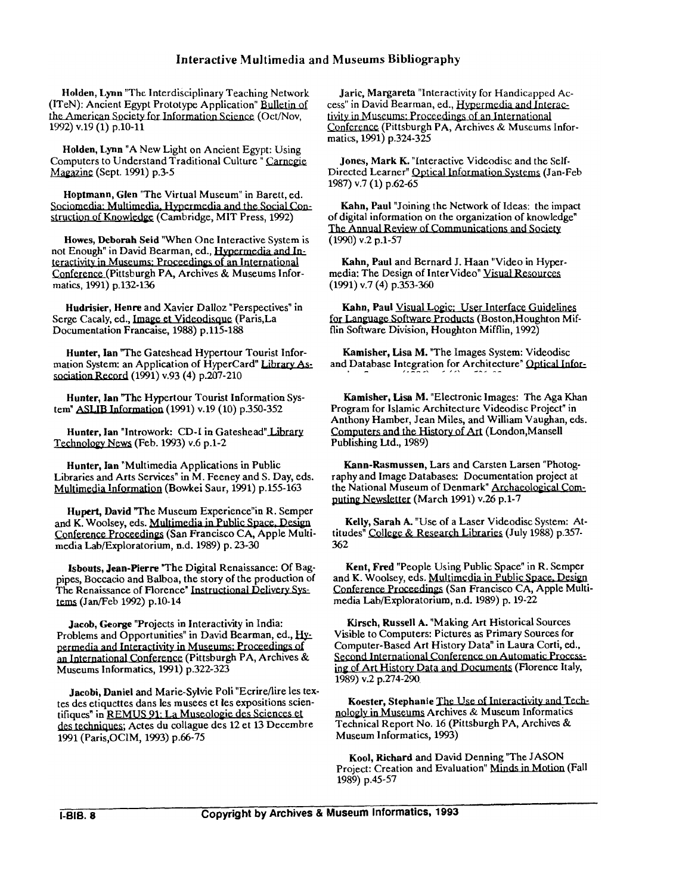## Interactive Multimedia and Museums Bibliography

**Holden, Lynn** "The Interdisciplinary Teaching Network (ITeN): Ancient Egypt Prototype Application" Bulletin of the American Society for Information Science (Oct/Nov, 1992) v.19 (1) p.10-11

**Holden, Lynn** "A New Light on Ancient Egypt: Using Computers to Understand Traditional Culture " Carnegie Magazine (Sept. 1991) p.3-5

**Hoptmann, Glen** "The Virtual Museum" in Barett, ed. Sociomedia: Multimedia, Hypermedia and the Social Construction of Knowledge (Cambridge, MIT Press, 1992)

**Howes, Deborah Seid** "When One Interactive System is not Enough" in David Bearman, ed., Hypermedia and Interactivity in Museums: Proceedings of an International Conference (Pittsburgh PA, Archives & Museums Informatics, 1991) p.132-136

**Hudrisier, Henre** and Xavier Dalloz "Perspectives" in Serge Cacaly, ed., Image et Videodisque (Paris,La Documentation Francaise, 1988) p.115-188

**Hunter, Ian** "The Gateshead Hypertour Tourist Information System: an Application of HyperCard" Library Association Record (1991) v.93 (4) p.207-210

**Hunter, Ian** "The Hypertour Tourist Information System" ASLIB Information (1991) v.19 (10) p.350-352

**Hunter, Ian** "Introwork: CD-I in Gateshead" Library Technology News (Feb. 1993) v.6 p.1-2

**Hunter, Ian** "Multimedia Applications in Public Libraries and Arts Services" in M. Feeney and S. Day, eds. Multimedia Information (Bowkei Saur, 1991) p.155-163

**Hupert, David** "The Museum Experience"in R. Semper and K. Woolsey, eds. Multimedia in Public Space, Design Conference Proceedings (San Francisco CA, Apple Multimedia Lab/Exploratorium, n.d. 1989) p. 23-30

**Isbouts, Jean-Pierre** "The Digital Renaissance: Of Bagpipes, Boccacio and Balboa, the story of the production of The Renaissance of Florence" Instructional Delivery Systems (Jan/Feb 1992) p.10-14

**Jacob, George** "Projects in Interactivity in India: Problems and Opportunities" in David Bearman, ed., Hypermedia and Interactivity in Museums: Proceedings of an International Conference (Pittsburgh PA, Archives & Museums Informatics, 1991) p.322-323

**Jacobi, Daniel** and Marie-Sylvie Poli "Ecrire/lire les textes des etiquettes dans les musees et les expositions scientifiques" in REMUS 91: La Museologie des Sciences et des techniques; Actes du collague des 12 et 13 Decembre 1991 (Paris,OCIM, 1993) p.66-75

**Jaric, Margareta** "Interactivity for Handicapped Access" in David Bearman, ed., Hypermedia and Interactivity in Museums: Proceedings of an International Conference (Pittsburgh PA, Archives & Museums Informatics, 1991) p.324-325

**Jones, Mark K.** "Interactive Videodisc and the Self-Directed Learner" Optical Information Systems (Jan-Feb 1987) v.7 (1) p.62-65

**Kahn, Paul** "Joining the Network of Ideas: the impact of digital information on the organization of knowledge" The Annual Review of Communications and Society (1990) v.2 p.1-57

**Kahn, Paul** and Bernard J. Haan "Video in Hypermedia: The Design of InterVideo" Visual Resources (1991) v.7 (4) p.353-360

**Kahn, Paul** Visual Logic: User Interface Guidelines for Language Software Products (Boston,Houghton Mifflin Software Division, Houghton Mifflin, 1992)

**Kamisher, Lisa M.** "The Images System: Videodisc and Database Integration for Architecture" Optical Infor-

**Kamisher, Lisa M.** "Electronic Images: The Aga Khan Program for Islamic Architecture Videodisc Project" in Anthony Hamber, Jean Miles, and William Vaughan, eds. Computers and the History of Art (London,Mansell Publishing Ltd., 1989)

**Kann-Rasmussen, Lars** and Carsten Larsen "Photography and Image Databases: Documentation project at the National Museum of Denmark" Archaeological Computing Newsletter (March 1991) v.26 p.1-7

**Kelly, Sarah A.** "Use of a Laser Videodisc System: Attitudes" College & Research Libraries (July 1988) p.357-362

**Kent, Fred** "People Using Public Space" in R. Semper and K. Woolsey, eds. Multimedia in Public Space, Design Conference Proceedings (San Francisco CA, Apple Multimedia Lab/Exploratorium, n.d. 1989) p. 19-22

**Kirsch, Russell A.** "Making Art Historical Sources Visible to Computers: Pictures as Primary Sources for Computer-Based Art History Data" in Laura Corti, ed., Second International Conference on Automatic Processing of Art History Data and Documents (Florence Italy, 1989) v.2 p.274-290

**Koester, Stephanie** The Use of Interactivity and Technologly in Museums Archives & Museum Informatics Technical Report No. 16 (Pittsburgh PA, Archives & Museum Informatics, 1993)

**Kool, Richard** and David Denning "The JASON Project: Creation and Evaluation" Minds in Motion (Fall 1989) p.45-57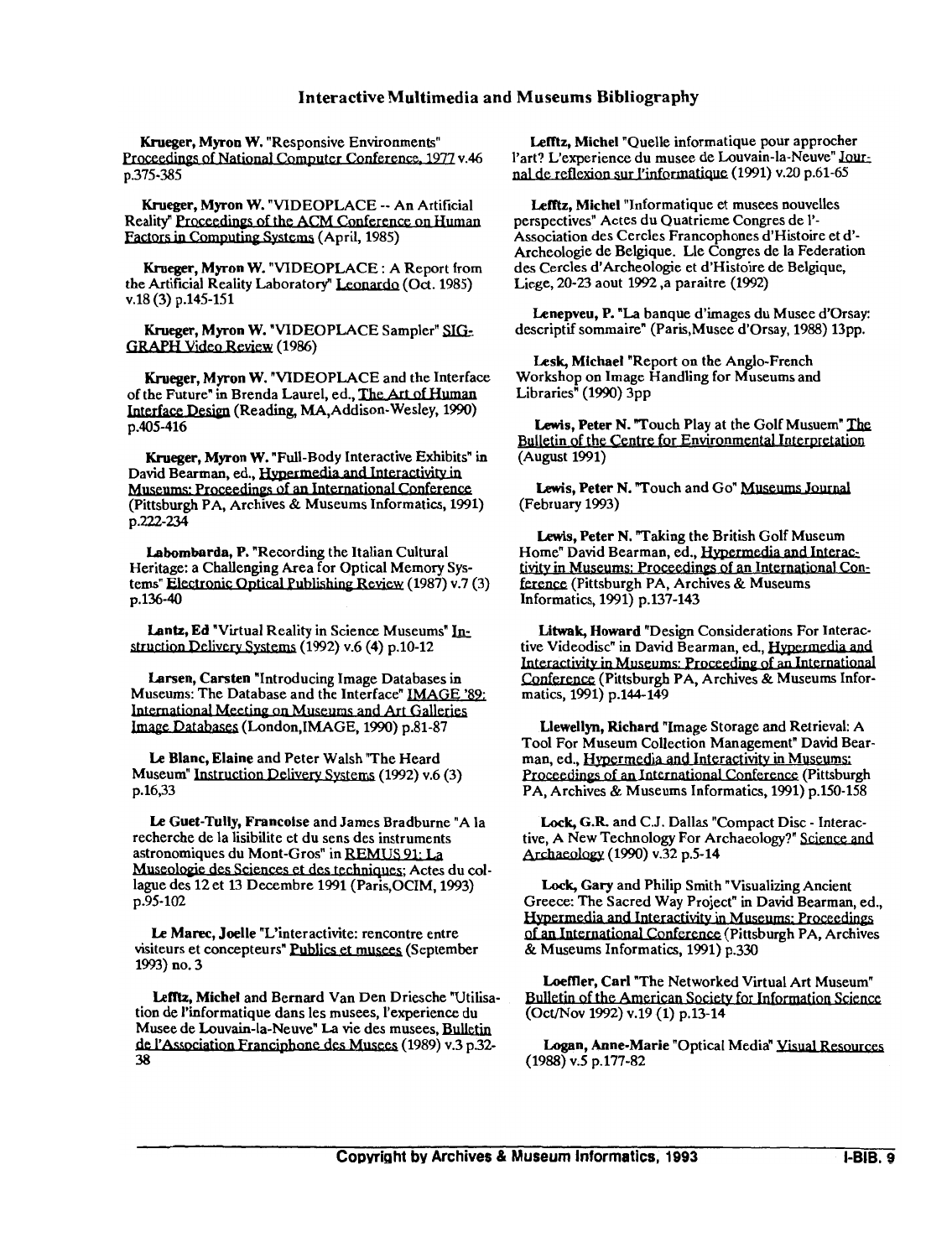**Krueger, Myron W.** "Responsive Environments" Proceedings of National Computer Conference, 1977 v.46 p.375-385

**Krueger, Myron W.** "VIDEOPLACE -- An Artificial Reality" Proceedings of the ACM Conference on Human Factors in Computing Systems (April, 1985)

**Krueger, Myron W.** "VIDEOPLACE : A Report from the Artificial Reality Laboratory" Leonardo (Oct. 1985) v.18 (3) p.145-151

**Krueger, Myron W.** "VIDEOPLACE Sampler" SIGGRAPH Video Review (1986)

**Krueger, Myron W.** "VIDEOPLACE and the Interface of the Future" in Brenda Laurel, ed., The Art of Human Interface Design (Reading, MA,Addison-Wesley, 1990) p.405-416

**Krueger, Myron W.** "Full-Body Interactive Exhibits" in David Bearman, ed., Hypermedia and Interactivity in Museums: Proceedings of an International Conference (Pittsburgh PA, Archives & Museums Informatics, 1991) p.222-234

**Labombarda, P.** "Recording the Italian Cultural Heritage: a Challenging Area for Optical Memory Systems" Electronic Optical Publishing Review (1987) v.7 (3) p.136-40

**Lantz, Ed** "Virtual Reality in Science Museums" Instruction Delivery Systems (1992) v.6 (4) p.10-12

**Larsen, Carsten** "Introducing Image Databases in Museums: The Database and the Interface" IMAGE '89: International Meeting on Museums and Art Galleries Image Databases (London,IMAGE, 1990) p.81-87

**Le Blanc, Elaine** and Peter Walsh "The Heard Museum" Instruction Delivery Systems (1992) v.6 (3) p.16,33

**Le Guet-Tully, Francoise** and James Bradburne "A la recherche de la lisibilite et du sens des instruments astronomiques du Mont-Gros" in REMUS 91: La Museologie des Sciences et des techniques; Actes du collague des 12 et 13 Decembre 1991 (Paris,OCIM, 1993) p.95-102

**Le Marec, Joelle** "L'interactivite: rencontre entre visiteurs et concepteurs" Publics et musees (September 1993) no. 3

**Lefftz, Michel** and Bernard Van Den Driesche "Utilisation de l'informatique dans les musees, l'experience du Musee de Louvain-la-Neuve" La vie des musees, Bulletin de l'Association Franciphone des Musees (1989) v.3 p.32-38

**Lefftz, Michel** "Quelle informatique pour approcher l'art? L'experience du musee de Louvain-la-Neuve" Journal de reflexion sur l'informatique (1991) v.20 p.61-65

**Lefftz, Michel** "Informatique et musees nouvelles perspectives" Actes du Quatrieme Congres de l'-Association des Cercles Francophones d'Histoire et d'-Archeologie de Belgique. Lle Congres de la Federation des Cercles d'Archeologie et d'Histoire de Belgique, Liege, 20-23 aout 1992 ,a paraitre (1992)

**Lenepveu, P.** "La banque d'images du Musee d'Orsay: descriptif sommaire" (Paris,Musee d'Orsay, 1988) 13pp.

**Lesk, Michael** "Report on the Anglo-French Workshop on Image Handling for Museums and Libraries" (1990) 3pp

**Lewis, Peter N.** "Touch Play at the Golf Musuem" The Bulletin of the Centre for Environmental Interpretation (August 1991)

**Lewis, Peter N.** "Touch and Go" Museums Journal (February 1993)

**Lewis, Peter N.** "Taking the British Golf Museum Home" David Bearman, ed., Hypermedia and Interactivity in Museums: Proceedings of an International Conference (Pittsburgh PA, Archives & Museums Informatics, 1991) p.137-143

**Litwak, Howard** "Design Considerations For Interactive Videodisc" in David Bearman, ed., Hypermedia and Interactivity in Museums: Proceeding of an International Conference (Pittsburgh PA, Archives & Museums Informatics, 1991) p.144-149

**Llewellyn, Richard** "Image Storage and Retrieval: A Tool For Museum Collection Management" David Bearman, ed., Hypermedia and Interactivity in Museums: Proceedings of an International Conference (Pittsburgh PA, Archives & Museums Informatics, 1991) p.150-158

**Lock, G.R.** and C.J. Dallas "Compact Disc - Interactive, A New Technology For Archaeology?" Science and Archaeology (1990) v.32 p.5-14

**Lock, Gary** and Philip Smith "Visualizing Ancient Greece: The Sacred Way Project" in David Bearman, ed., Hypermedia and Interactivity in Museums: Proceedings of an International Conference (Pittsburgh PA, Archives & Museums Informatics, 1991) p.330

**Loeffler, Carl** "The Networked Virtual Art Museum" Bulletin of the American Society for Information Science (Oct/Nov 1992) v.19 (1) p.13-14

**Logan, Anne-Marie** "Optical Media" Visual Resources (1988) v.5 p.177-82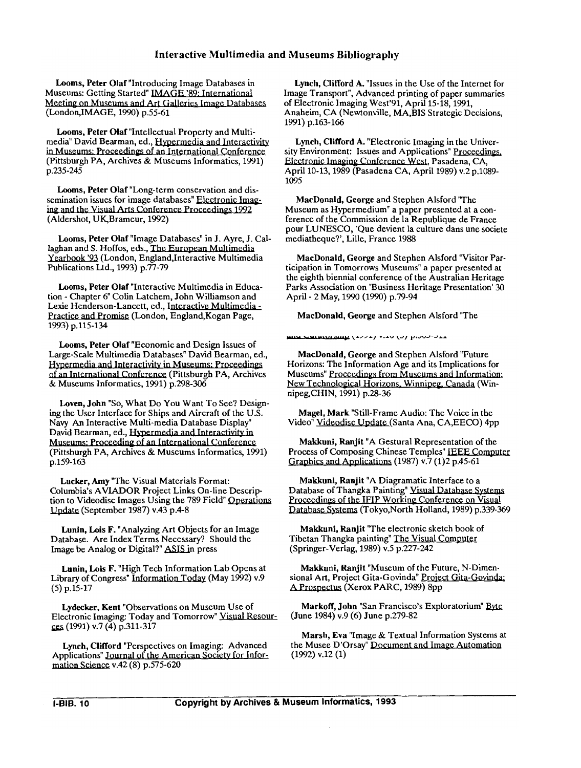# Interactive Multimedia and Museums Bibliography

**Looms, Peter Olaf** "Introducing Image Databases in Museums: Getting Started" IMAGE '89: International Meeting on Museums and Art Galleries Image Databases (London,IMAGE, 1990) p.55-61

**Looms, Peter Olaf** "Intellectual Property and Multimedia" David Bearman, ed., Hypermedia and Interactivity in Museums: Proceedings of an International Conference (Pittsburgh PA, Archives & Museums Informatics, 1991) p.235-245

**Looms, Peter Olaf** "Long-term conservation and dissemination issues for image databases" Electronic Imaging and the Visual Arts Conference Proceedings 1992 (Aldershot, UK,Brameur, 1992)

**Looms, Peter Olaf** "Image Databases" in J. Ayre, J. Callaghan and S. Hoffos, eds., The European Multimedia Yearbook '93 (London, England,Interactive Multimedia Publications Ltd., 1993) p.77-79

**Looms, Peter Olaf** "Interactive Multimedia in Education - Chapter 6" Colin Latchem, John Williamson and Lexie Henderson-Lancett, ed., Interactive Multimedia - Practice and Promise (London, England,Kogan Page, 1993) p.115-134

**Looms, Peter Olaf** "Economic and Design Issues of Large-Scale Multimedia Databases" David Bearman, ed., Hypermedia and Interactivity in Museums: Proceedings of an International Conference (Pittsburgh PA, Archives & Museums Informatics, 1991) p.298-306

**Loven, John** "So, What Do You Want To See? Designing the User Interface for Ships and Aircraft of the U.S. Navy An Interactive Multi-media Database Display" David Bearman, ed., Hypermedia and Interactivity in Museums: Proceeding of an International Conference (Pittsburgh PA, Archives & Museums Informatics, 1991) p.159-163

**Lucker, Amy** "The Visual Materials Format: Columbia's AVIADOR Project Links On-line Description to Videodisc Images Using the 789 Field" Operations Update (September 1987) v.43 p.4-8

**Lunin, Lois F.** "Analyzing Art Objects for an Image Database. Are Index Terms Necessary? Should the Image be Analog or Digital?" ASIS in press

**Lunin, Lois F.** "High Tech Information Lab Opens at Library of Congress" Information Today (May 1992) v.9 (5) p.15-17

**Lydecker, Kent** "Observations on Museum Use of Electronic Imaging: Today and Tomorrow" Visual Resources (1991) v.7 (4) p.311-317

**Lynch, Clifford** "Perspectives on Imaging: Advanced Applications" Journal of the American Society for Information Science v.42 (8) p.575-620

**Lynch, Clifford A.** "Issues in the Use of the Internet for Image Transport", Advanced printing of paper summaries of Electronic Imaging West'91, April 15-18, 1991, Anaheim, CA (Newtonville, MA,BIS Strategic Decisions, 1991) p.163-166

**Lynch, Clifford A.** "Electronic Imaging in the University Environment: Issues and Applications" Proceedings, Electronic Imaging Conference West, Pasadena, CA, April 10-13, 1989 (Pasadena CA, April 1989) v.2 p.1089-1095

**MacDonald, George** and Stephen Alsford "The Museum as Hypermedium" a paper presented at a conference of the Commission de la Republique de France pour LUNESCO, 'Que devient la culture dans une societe mediatheque?', Lille, France 1988

**MacDonald, George** and Stephen Alsford "Visitor Participation in Tomorrows Museums" a paper presented at the eighth biennial conference of the Australian Heritage Parks Association on 'Business Heritage Presentation' 30 April - 2 May, 1990 (1990) p.79-94

**MacDonald, George** and Stephen Alsford "The

and Curatorship (1991) v.10 (3) p.305-311

**MacDonald, George** and Stephen Alsford "Future Horizons: The Information Age and its Implications for Museums" Proceedings from Museums and Information: New Technological Horizons, Winnipeg, Canada (Winnipeg,CHIN, 1991) p.28-36

**Magel, Mark** "Still-Frame Audio: The Voice in the Video" Videodisc Update (Santa Ana, CA,EECO) 4pp

**Makkuni, Ranjit** "A Gestural Representation of the Process of Composing Chinese Temples" IEEE Computer Graphics and Applications (1987) v.7 (1)2 p.45-61

**Makkuni, Ranjit** "A Diagramatic Interface to a Database of Thangka Painting" Visual Database Systems Proceedings of the IFIP Working Conference on Visual Database Systems (Tokyo,North Holland, 1989) p.339-369

**Makkuni, Ranjit** "The electronic sketch book of Tibetan Thangka painting" The Visual Computer (Springer-Verlag, 1989) v.5 p.227-242

**Makkuni, Ranjit** "Museum of the Future, N-Dimensional Art, Project Gita-Govinda" Project Gita-Govinda: A Prospectus (Xerox PARC, 1989) 8pp

**Markoff, John** "San Francisco's Exploratorium" Byte (June 1984) v.9 (6) June p.279-82

**Marsh, Eva** "Image & Textual Information Systems at the Musee D'Orsay" Document and Image Automation (1992) v.12 (1)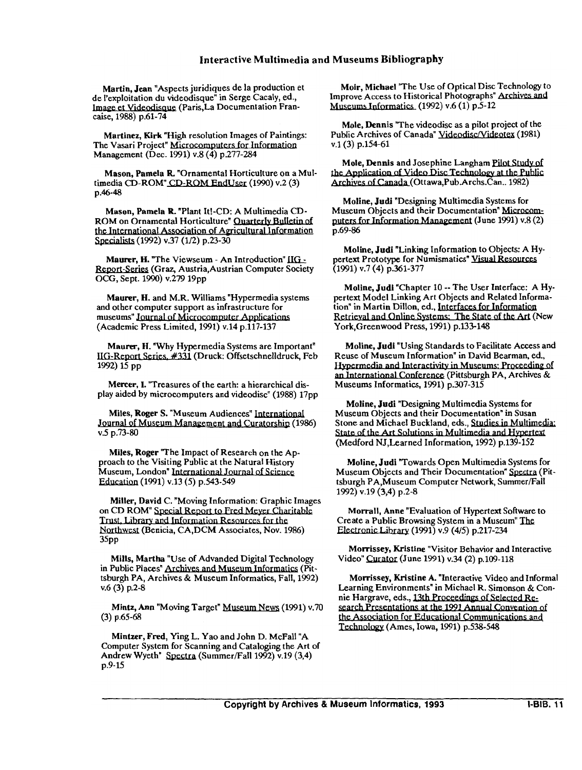## Interactive Multimedia and Museums Bibliography

**Martin, Jean** "Aspects juridiques de la production et de l'exploitation du videodisque" in Serge Cacaly, ed., Image et Videodisque (Paris,La Documentation Francaise, 1988) p.61-74

**Martinez, Kirk** "High resolution Images of Paintings: The Vasari Project" Microcomputers for Information Management (Dec. 1991) v.8 (4) p.277-284

**Mason, Pamela R.** "Ornamental Horticulture on a Multimedia CD-ROM" CD-ROM EndUser (1990) v.2 (3) p.46-48

**Mason, Pamela R.** "Plant It!-CD: A Multimedia CD-ROM on Ornamental Horticulture" Quarterly Bulletin of the International Association of Agricultural Information Specialists (1992) v.37 (1/2) p.23-30

**Maurer, H.** "The Viewseum - An Introduction" IIG - Report-Series (Graz, Austria,Austrian Computer Society OCG, Sept. 1990) v.279 19pp

**Maurer, H.** and M.R. Williams "Hypermedia systems and other computer support as infrastructure for museums" Journal of Microcomputer Applications (Academic Press Limited, 1991) v.14 p.117-137

**Maurer, H.** "Why Hypermedia Systems are Important" IIG-Report Series, #331 (Druck: Offsetschnelldruck, Feb 1992) 15 pp

**Mercer, I.** "Treasures of the earth: a hierarchical display aided by microcomputers and videodisc" (1988) 17pp

**Miles, Roger S.** "Museum Audiences" International Journal of Museum Management and Curatorship (1986) v.5 p.73-80

**Miles, Roger** "The Impact of Research on the Approach to the Visiting Public at the Natural History Museum, London" International Journal of Science Education (1991) v.13 (5) p.543-549

**Miller, David C.** "Moving Information: Graphic Images on CD ROM" Special Report to Fred Meyer Charitable Trust, Library and Information Resources for the Northwest (Benicia, CA,DCM Associates, Nov. 1986) 35pp

**Mills, Martha** "Use of Advanded Digital Technology in Public Places" Archives and Museum Informatics (Pittsburgh PA, Archives & Museum Informatics, Fall, 1992) v.6 (3) p.2-8

**Mintz, Ann** "Moving Target" Museum News (1991) v.70 (3) p.65-68

**Mintzer, Fred**, Ying L. Yao and John D. McFall "A Computer System for Scanning and Cataloging the Art of Andrew Wyeth" Spectra (Summer/Fall 1992) v.19 (3,4) p.9-15

**Moir, Michael** "The Use of Optical Disc Technology to Improve Access to Historical Photographs" Archives and Museums Informatics (1992) v.6 (1) p.5-12

**Mole, Dennis** "The videodisc as a pilot project of the Public Archives of Canada" Videodisc/Videotex (1981) v.1 (3) p.154-61

**Mole, Dennis** and Josephine Langham Pilot Study of the Application of Video Disc Technology at the Public Archives of Canada (Ottawa,Pub.Archs.Can.. 1982)

**Moline, Judi** "Designing Multimedia Systems for Museum Objects and their Documentation" Microcomputers for Information Management (June 1991) v.8 (2) p.69-86

**Moline, Judi** "Linking Information to Objects: A Hypertext Prototype for Numismatics" Visual Resources (1991) v.7 (4) p.361-377

**Moline, Judi** "Chapter 10 -- The User Interface: A Hypertext Model Linking Art Objects and Related Information" in Martin Dillon, ed., Interfaces for Information Retrieval and Online Systems: The State of the Art (New York,Greenwood Press, 1991) p.133-148

**Moline, Judi** "Using Standards to Facilitate Access and Reuse of Museum Information" in David Bearman, ed., Hypermedia and Interactivity in Museums: Proceeding of an International Conference (Pittsburgh PA, Archives & Museums Informatics, 1991) p.307-315

**Moline, Judi** "Designing Multimedia Systems for Museum Objects and their Documentation" in Susan Stone and Michael Buckland, eds., Studies in Multimedia: State of the Art Solutions in Multimedia and Hypertext (Medford NJ,Learned Information, 1992) p.139-152

**Moline, Judi** "Towards Open Multimedia Systems for Museum Objects and Their Documentation" Spectra (Pittsburgh PA,Museum Computer Network, Summer/Fall 1992) v.19 (3,4) p.2-8

**Morrall, Anne** "Evaluation of Hypertext Software to Create a Public Browsing System in a Museum" The Electronic Library (1991) v.9 (4/5) p.217-234

**Morrissey, Kristine** "Visitor Behavior and Interactive Video" Curator (June 1991) v.34 (2) p.109-118

**Morrissey, Kristine A.** "Interactive Video and Informal Learning Environments" in Michael R. Simonson & Connie Hargrave, eds., 13th Proceedings of Selected Research Presentations at the 1991 Annual Convention of the Association for Educational Communications and Technology (Ames, Iowa, 1991) p.538-548

Copyright by Archives & Museum Informatics, 1993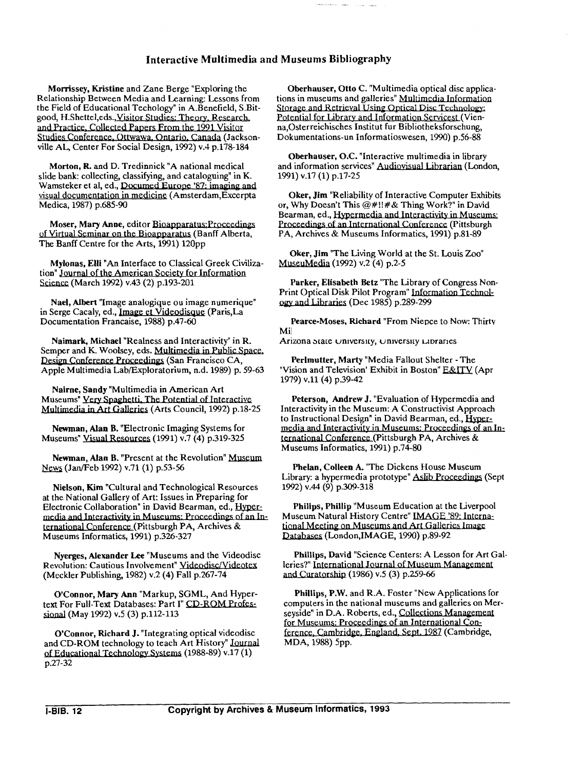## Interactive Multimedia and Museums Bibliography

**Morrissey, Kristine** and Zane Berge "Exploring the Relationship Between Media and Learning: Lessons from the Field of Educational Techology" in A.Benefield, S.Bitgood, H.Shettel,eds., Visitor Studies: Theory, Research, and Practice, Collected Papers From the 1991 Visitor Studies Conference, Ottwawa, Ontario, Canada (Jacksonville AL, Center For Social Design, 1992) v.4 p.178-184

**Morton, R.** and D. Tredinnick "A national medical slide bank: collecting, classifying, and cataloguing" in K. Wamsteker et al, ed., Documed Europe '87: imaging and visual documentation in medicine (Amsterdam,Excerpta Medica, 1987) p.685-90

**Moser, Mary Anne**, editor Bioapparatus:Proceedings of Virtual Seminar on the Bioapparatus (Banff Alberta, The Banff Centre for the Arts, 1991) 120pp

**Mylonas, Elli** "An Interface to Classical Greek Civilization" Journal of the American Society for Information Science (March 1992) v.43 (2) p.193-201

**Nael, Albert** "Image analogique ou image numerique" in Serge Cacaly, ed., Image et Videodisque (Paris,La Documentation Francaise, 1988) p.47-60

**Naimark, Michael** "Realness and Interactivity" in R. Semper and K. Woolsey, eds. Multimedia in Public Space, Design Conference Proceedings (San Francisco CA, Apple Multimedia Lab/Exploratorium, n.d. 1989) p. 59-63

**Nairne, Sandy** "Multimedia in American Art Museums" Very Spaghetti, The Potential of Interactive Multimedia in Art Galleries (Arts Council, 1992) p.18-25

**Newman, Alan B.** "Electronic Imaging Systems for Museums" Visual Resources (1991) v.7 (4) p.319-325

**Newman, Alan B.** "Present at the Revolution" Museum News (Jan/Feb 1992) v.71 (1) p.53-56

**Nielson, Kim** "Cultural and Technological Resources at the National Gallery of Art: Issues in Preparing for Electronic Collaboration" in David Bearman, ed., Hypermedia and Interactivity in Museums: Proceedings of an International Conference (Pittsburgh PA, Archives & Museums Informatics, 1991) p.326-327

**Nyerges, Alexander Lee** "Museums and the Videodisc Revolution: Cautious Involvement" Videodisc/Videotex (Meckler Publishing, 1982) v.2 (4) Fall p.267-74

**O'Connor, Mary Ann** "Markup, SGML, And Hypertext For Full-Text Databases: Part I" CD-ROM Professional (May 1992) v.5 (3) p.112-113

**O'Connor, Richard J.** "Integrating optical videodisc and CD-ROM technology to teach Art History" Journal of Educational Technology Systems (1988-89) v.17 (1) p.27-32

**Oberhauser, Otto C.** "Multimedia optical disc applications in museums and galleries" Multimedia Information Storage and Retrieval Using Optical Disc Technology: Potential for Library and Information Servicest (Vienna,Osterreichisches Institut fur Bibliotheksforschung, Dokumentations-un Informatioswesen, 1990) p.56-88

**Oberhauser, O.C.** "Interactive multimedia in library and information services" Audiovisual Librarian (London, 1991) v.17 (1) p.17-25

**Oker, Jim** "Reliability of Interactive Computer Exhibits or, Why Doesn't This @#!!#& Thing Work?" in David Bearman, ed., Hypermedia and Interactivity in Museums: Proceedings of an International Conference (Pittsburgh PA, Archives & Museums Informatics, 1991) p.81-89

**Oker, Jim** "The Living World at the St. Louis Zoo" MuseuMedia (1992) v.2 (4) p.2-5

**Parker, Elisabeth Betz** "The Library of Congress Non-Print Optical Disk Pilot Program" Information Technology and Libraries (Dec 1985) p.289-299

**Pearce-Moses, Richard** "From Niepce to Now: Thirty Mi
Arizona State University, University Libraries

**Perlmutter, Marty** "Media Fallout Shelter - The 'Vision and Television' Exhibit in Boston" E&ITV (Apr 1979) v.11 (4) p.39-42

**Peterson, Andrew J.** "Evaluation of Hypermedia and Interactivity in the Museum: A Constructivist Approach to Instructional Design" in David Bearman, ed., Hypermedia and Interactivity in Museums: Proceedings of an International Conference (Pittsburgh PA, Archives & Museums Informatics, 1991) p.74-80

**Phelan, Colleen A.** "The Dickens House Museum Library: a hypermedia prototype" Aslib Proceedings (Sept 1992) v.44 (9) p.309-318

**Philips, Phillip** "Museum Education at the Liverpool Museum Natural History Centre" IMAGE '89: International Meeting on Museums and Art Galleries Image Databases (London,IMAGE, 1990) p.89-92

**Phillips, David** "Science Centers: A Lesson for Art Galleries?" International Journal of Museum Management and Curatorship (1986) v.5 (3) p.259-66

**Phillips, P.W.** and R.A. Foster "New Applications for computers in the national museums and galleries on Merseyside" in D.A. Roberts, ed., Collections Management for Museums: Proceedings of an International Conference, Cambridge, England, Sept. 1987 (Cambridge, MDA, 1988) 5pp.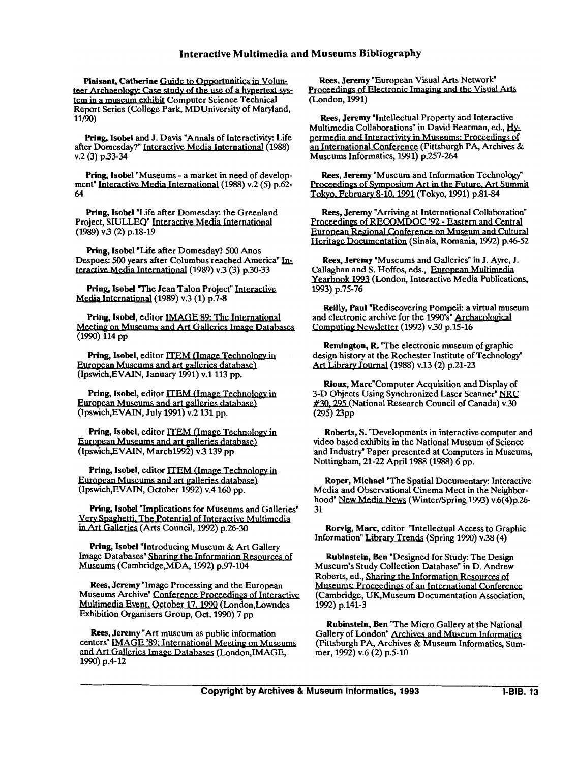**Plaisant, Catherine** Guide to Opportunities in Volunteer Archaeology: Case study of the use of a hypertext system in a museum exhibit Computer Science Technical Report Series (College Park, MDUniversity of Maryland, 11/90)

**Pring, Isobel** and J. Davis "Annals of Interactivity: Life after Domesday?" Interactive Media International (1988) v.2 (3) p.33-34

**Pring, Isobel** "Museums - a market in need of development" Interactive Media International (1988) v.2 (5) p.62-64

**Pring, Isobel** "Life after Domesday: the Greenland Project, SIULLEQ" Interactive Media International (1989) v.3 (2) p.18-19

**Pring, Isobel** "Life after Domesday? 500 Anos Despues: 500 years after Columbus reached America" Interactive Media International (1989) v.3 (3) p.30-33

**Pring, Isobel** "The Jean Talon Project" Interactive Media International (1989) v.3 (1) p.7-8

**Pring, Isobel**, editor IMAGE 89: The International Meeting on Museums and Art Galleries Image Databases (1990) 114 pp

**Pring, Isobel**, editor ITEM (Image Technology in European Museums and art galleries database) (Ipswich,EVAIN, January 1991) v.1 113 pp.

**Pring, Isobel**, editor ITEM (Image Technology in European Museums and art galleries database) (Ipswich,EVAIN, July 1991) v.2 131 pp.

**Pring, Isobel**, editor ITEM (Image Technology in European Museums and art galleries database) (Ipswich,EVAIN, March1992) v.3 139 pp

**Pring, Isobel**, editor ITEM (Image Technology in European Museums and art galleries database) (Ipswich,EVAIN, October 1992) v.4 160 pp.

**Pring, Isobel** "Implications for Museums and Galleries" Very Spaghetti. The Potential of Interactive Multimedia in Art Galleries (Arts Council, 1992) p.26-30

**Pring, Isobel** "Introducing Museum & Art Gallery Image Databases" Sharing the Information Resources of Museums (Cambridge,MDA, 1992) p.97-104

**Rees, Jeremy** "Image Processing and the European Museums Archive" Conference Proceedings of Interactive Multimedia Event, October 17, 1990 (London,Lowndes Exhibition Organisers Group, Oct. 1990) 7 pp

**Rees, Jeremy** "Art museum as public information centers" IMAGE '89: International Meeting on Museums and Art Galleries Image Databases (London,IMAGE, 1990) p.4-12

**Rees, Jeremy** "European Visual Arts Network" Proceedings of Electronic Imaging and the Visual Arts (London, 1991)

**Rees, Jeremy** "Intellectual Property and Interactive Multimedia Collaborations" in David Bearman, ed., Hypermedia and Interactivity in Museums: Proceedings of an International Conference (Pittsburgh PA, Archives & Museums Informatics, 1991) p.257-264

**Rees, Jeremy** "Museum and Information Technology" Proceedings of Symposium Art in the Future, Art Summit Tokyo, February 8-10, 1991 (Tokyo, 1991) p.81-84

**Rees, Jeremy** "Arriving at International Collaboration" Proceedings of RECOMDOC '92 - Eastern and Central European Regional Conference on Museum and Cultural Heritage Documentation (Sinaia, Romania, 1992) p.46-52

**Rees, Jeremy** "Museums and Galleries" in J. Ayre, J. Callaghan and S. Hoffos, eds., European Multimedia Yearbook 1993 (London, Interactive Media Publications, 1993) p.75-76

**Reilly, Paul** "Rediscovering Pompeii: a virtual museum and electronic archive for the 1990's" Archaeological Computing Newsletter (1992) v.30 p.15-16

**Remington, R.** "The electronic museum of graphic design history at the Rochester Institute of Technology" Art Library Journal (1988) v.13 (2) p.21-23

**Rioux, Marc**"Computer Acquisition and Display of 3-D Objects Using Synchronized Laser Scanner" NRC #30, 295 (National Research Council of Canada) v.30 (295) 23pp

**Roberts, S.** "Developments in interactive computer and video based exhibits in the National Museum of Science and Industry" Paper presented at Computers in Museums, Nottingham, 21-22 April 1988 (1988) 6 pp.

**Roper, Michael** "The Spatial Documentary: Interactive Media and Observational Cinema Meet in the Neighborhood" New Media News (Winter/Spring 1993) v.6(4)p.26-31

**Rorvig, Marc**, editor "Intellectual Access to Graphic Information" Library Trends (Spring 1990) v.38 (4)

**Rubinstein, Ben** "Designed for Study: The Design Museum's Study Collection Database" in D. Andrew Roberts, ed., Sharing the Information Resources of Museums: Proceedings of an International Conference (Cambridge, UK,Museum Documentation Association, 1992) p.141-3

**Rubinstein, Ben** "The Micro Gallery at the National Gallery of London" Archives and Museum Informatics (Pittsburgh PA, Archives & Museum Informatics, Summer, 1992) v.6 (2) p.5-10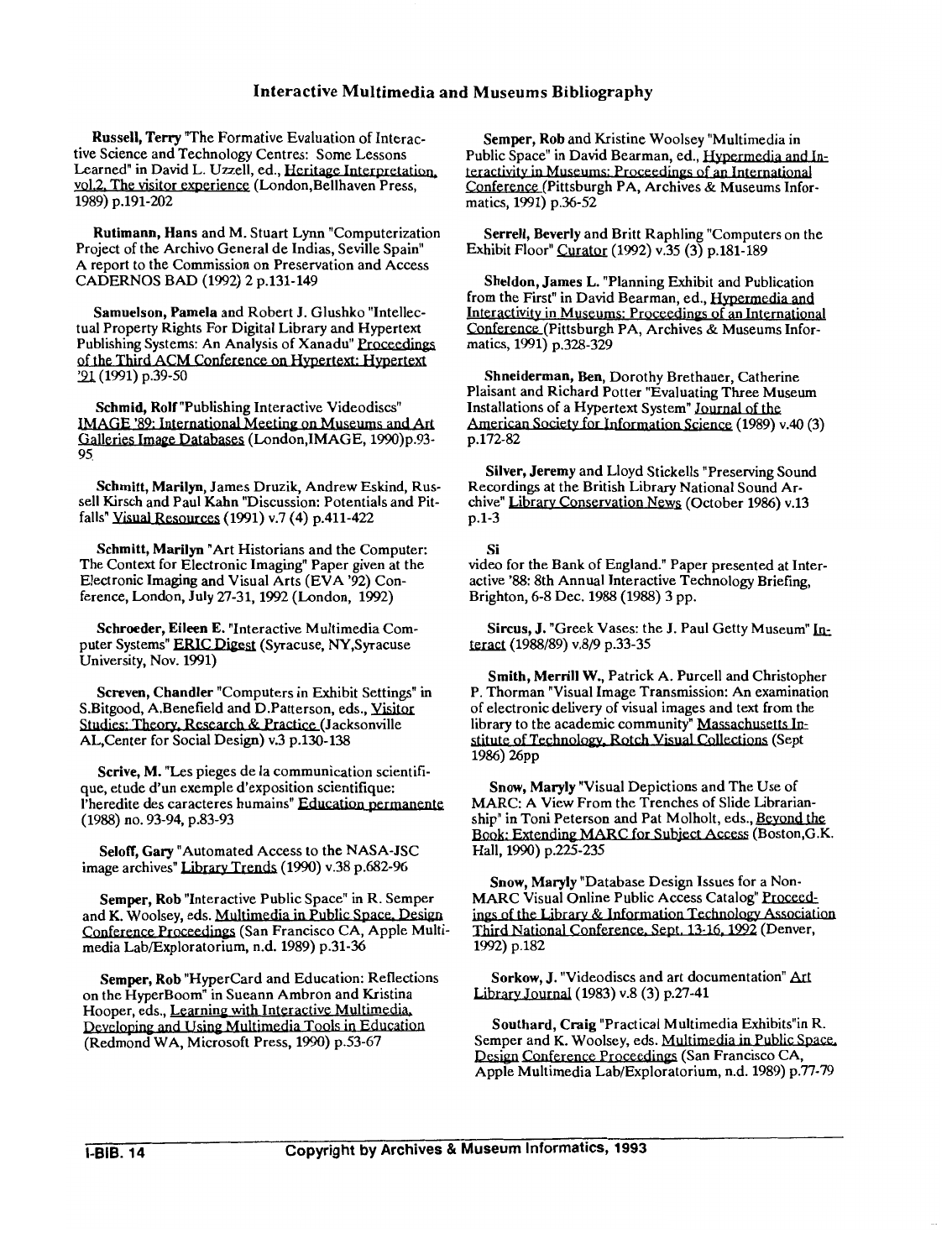## Interactive Multimedia and Museums Bibliography

**Russell, Terry** "The Formative Evaluation of Interactive Science and Technology Centres: Some Lessons Learned" in David L. Uzzell, ed., Heritage Interpretation, vol.2, The visitor experience (London,Bellhaven Press, 1989) p.191-202

**Rutimann, Hans** and M. Stuart Lynn "Computerization Project of the Archivo General de Indias, Seville Spain" A report to the Commission on Preservation and Access CADERNOS BAD (1992) 2 p.131-149

**Samuelson, Pamela** and Robert J. Glushko "Intellectual Property Rights For Digital Library and Hypertext Publishing Systems: An Analysis of Xanadu" Proceedings of the Third ACM Conference on Hypertext: Hypertext '91 (1991) p.39-50

**Schmid, Rolf** "Publishing Interactive Videodiscs" IMAGE '89: International Meeting on Museums and Art Galleries Image Databases (London,IMAGE, 1990)p.93-95

**Schmitt, Marilyn**, James Druzik, Andrew Eskind, Russell Kirsch and Paul Kahn "Discussion: Potentials and Pitfalls" Visual Resources (1991) v.7 (4) p.411-422

**Schmitt, Marilyn** "Art Historians and the Computer: The Context for Electronic Imaging" Paper given at the Electronic Imaging and Visual Arts (EVA '92) Conference, London, July 27-31, 1992 (London, 1992)

**Schroeder, Eileen E.** "Interactive Multimedia Computer Systems" ERIC Digest (Syracuse, NY,Syracuse University, Nov. 1991)

**Screven, Chandler** "Computers in Exhibit Settings" in S.Bitgood, A.Benefield and D.Patterson, eds., Visitor Studies: Theory, Research & Practice (Jacksonville AL,Center for Social Design) v.3 p.130-138

**Scrive, M.** "Les pieges de la communication scientifique, etude d'un exemple d'exposition scientifique: l'heredite des caracteres humains" Education permanente (1988) no. 93-94, p.83-93

**Seloff, Gary** "Automated Access to the NASA-JSC image archives" Library Trends (1990) v.38 p.682-96

**Semper, Rob** "Interactive Public Space" in R. Semper and K. Woolsey, eds. Multimedia in Public Space, Design Conference Proceedings (San Francisco CA, Apple Multimedia Lab/Exploratorium, n.d. 1989) p.31-36

**Semper, Rob** "HyperCard and Education: Reflections on the HyperBoom" in Sueann Ambron and Kristina Hooper, eds., Learning with Interactive Multimedia, Developing and Using Multimedia Tools in Education (Redmond WA, Microsoft Press, 1990) p.53-67

**Semper, Rob** and Kristine Woolsey "Multimedia in Public Space" in David Bearman, ed., Hypermedia and Interactivity in Museums: Proceedings of an International Conference (Pittsburgh PA, Archives & Museums Informatics, 1991) p.36-52

**Serrell, Beverly** and Britt Raphling "Computers on the Exhibit Floor" Curator (1992) v.35 (3) p.181-189

**Sheldon, James L.** "Planning Exhibit and Publication from the First" in David Bearman, ed., Hypermedia and Interactivity in Museums: Proceedings of an International Conference (Pittsburgh PA, Archives & Museums Informatics, 1991) p.328-329

**Shneiderman, Ben**, Dorothy Brethauer, Catherine Plaisant and Richard Potter "Evaluating Three Museum Installations of a Hypertext System" Journal of the American Society for Information Science (1989) v.40 (3) p.172-82

**Silver, Jeremy** and Lloyd Stickells "Preserving Sound Recordings at the British Library National Sound Archive" Library Conservation News (October 1986) v.13 p.1-3

**Si**

video for the Bank of England." Paper presented at Interactive '88: 8th Annual Interactive Technology Briefing, Brighton, 6-8 Dec. 1988 (1988) 3 pp.

**Sircus, J.** "Greek Vases: the J. Paul Getty Museum" Interact (1988/89) v.8/9 p.33-35

**Smith, Merrill W.**, Patrick A. Purcell and Christopher P. Thorman "Visual Image Transmission: An examination of electronic delivery of visual images and text from the library to the academic community" Massachusetts Institute of Technology, Rotch Visual Collections (Sept 1986) 26pp

**Snow, Maryly** "Visual Depictions and The Use of MARC: A View From the Trenches of Slide Librarianship" in Toni Peterson and Pat Molholt, eds., Beyond the Book: Extending MARC for Subject Access (Boston,G.K. Hall, 1990) p.225-235

**Snow, Maryly** "Database Design Issues for a Non-MARC Visual Online Public Access Catalog" Proceedings of the Library & Information Technology Association Third National Conference, Sept. 13-16, 1992 (Denver, 1992) p.182

**Sorkow, J.** "Videodiscs and art documentation" Art Library Journal (1983) v.8 (3) p.27-41

**Southard, Craig** "Practical Multimedia Exhibits" in R. Semper and K. Woolsey, eds. Multimedia in Public Space, Design Conference Proceedings (San Francisco CA, Apple Multimedia Lab/Exploratorium, n.d. 1989) p.77-79

I-BIB. 14 Copyright by Archives & Museum Informatics, 1993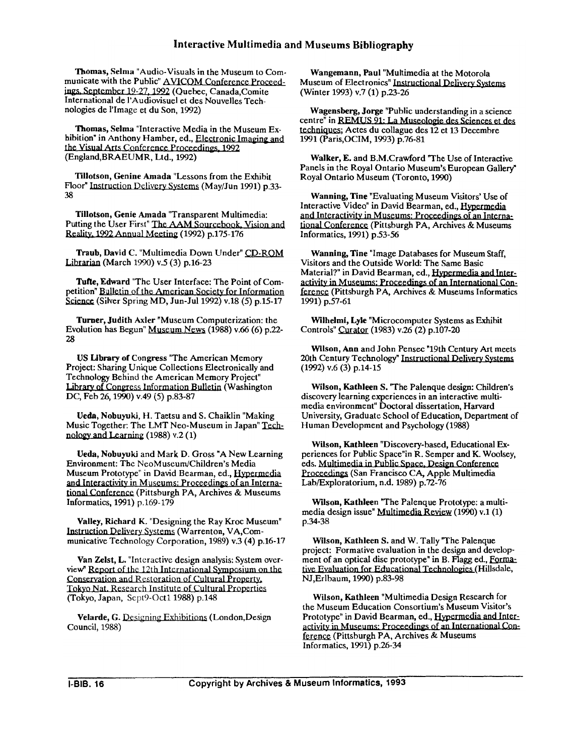**Thomas, Selma** "Audio-Visuals in the Museum to Communicate with the Public" AVICOM Conference Proceedings, September 19-27, 1992 (Quebec, Canada,Comite International de l'Audiovisuel et des Nouvelles Technologies de l'Image et du Son, 1992)

**Thomas, Selma** "Interactive Media in the Museum Exhibition" in Anthony Hamber, ed., Electronic Imaging and the Visual Arts Conference Proceedings, 1992 (England,BRAEUMR, Ltd., 1992)

**Tillotson, Genine Amada** "Lessons from the Exhibit Floor" Instruction Delivery Systems (May/Jun 1991) p.33-38

**Tillotson, Genie Amada** "Transparent Multimedia: Putting the User First" The AAM Sourcebook, Vision and Reality, 1992 Annual Meeting (1992) p.175-176

**Traub, David C.** "Multimedia Down Under" CD-ROM Librarian (March 1990) v.5 (3) p.16-23

**Tufte, Edward** "The User Interface: The Point of Competition" Bulletin of the American Society for Information Science (Silver Spring MD, Jun-Jul 1992) v.18 (5) p.15-17

**Turner, Judith Axler** "Museum Computerization: the Evolution has Begun" Museum News (1988) v.66 (6) p.22-28

**US Library of Congress** "The American Memory Project: Sharing Unique Collections Electronically and Technology Behind the American Memory Project" Library of Congress Information Bulletin (Washington DC, Feb 26, 1990) v.49 (5) p.83-87

**Ueda, Nobuyuki**, H. Taetsu and S. Chaiklin "Making Music Together: The LMT Neo-Museum in Japan" Technology and Learning (1988) v.2 (1)

**Ueda, Nobuyuki** and Mark D. Gross "A New Learning Environment: The NeoMuseum/Children's Media Museum Prototype" in David Bearman, ed., Hypermedia and Interactivity in Museums: Proceedings of an International Conference (Pittsburgh PA, Archives & Museums Informatics, 1991) p.169-179

**Valley, Richard K.** "Designing the Ray Kroc Museum" Instruction Delivery Systems (Warrenton, VA,Communicative Technology Corporation, 1989) v.3 (4) p.16-17

**Van Zelst, L.** "Interactive design analysis: System overview" Report of the 12th International Symposium on the Conservation and Restoration of Cultural Property, Tokyo Nat. Research Institute of Cultural Properties (Tokyo, Japan, Sept9-Oct1 1988) p.148

**Velarde, G.** Designing Exhibitions (London,Design Council, 1988)

**Wangemann, Paul** "Multimedia at the Motorola Museum of Electronics" Instructional Delivery Systems (Winter 1993) v.7 (1) p.23-26

**Wagensberg, Jorge** "Public understanding in a science centre" in REMUS 91: La Museologie des Sciences et des techniques; Actes du collague des 12 et 13 Decembre 1991 (Paris,OCIM, 1993) p.76-81

**Walker, E.** and B.M.Crawford "The Use of Interactive Panels in the Royal Ontario Museum's European Gallery" Royal Ontario Museum (Toronto, 1990)

**Wanning, Tine** "Evaluating Museum Visitors' Use of Interactive Video" in David Bearman, ed., Hypermedia and Interactivity in Museums: Proceedings of an International Conference (Pittsburgh PA, Archives & Museums Informatics, 1991) p.53-56

**Wanning, Tine** "Image Databases for Museum Staff, Visitors and the Outside World: The Same Basic Material?" in David Bearman, ed., Hypermedia and Interactivity in Museums: Proceedings of an International Conference (Pittsburgh PA, Archives & Museums Informatics 1991) p.57-61

**Wilhelmi, Lyle** "Microcomputer Systems as Exhibit Controls" Curator (1983) v.26 (2) p.107-20

**Wilson, Ann** and John Pensec "19th Century Art meets 20th Century Technology" Instructional Delivery Systems (1992) v.6 (3) p.14-15

**Wilson, Kathleen S.** "The Palenque design: Children's discovery learning experiences in an interactive multimedia environment" Doctoral dissertation, Harvard University, Graduate School of Education, Department of Human Development and Psychology (1988)

**Wilson, Kathleen** "Discovery-based, Educational Experiences for Public Space"in R. Semper and K. Woolsey, eds. Multimedia in Public Space, Design Conference Proceedings (San Francisco CA, Apple Multimedia Lab/Exploratorium, n.d. 1989) p.72-76

**Wilson, Kathleen** "The Palenque Prototype: a multimedia design issue" Multimedia Review (1990) v.1 (1) p.34-38

**Wilson, Kathleen S.** and W. Tally "The Palenque project: Formative evaluation in the design and development of an optical disc prototype" in B. Flagg ed., Formative Evaluation for Educational Technologies (Hillsdale, NJ,Erlbaum, 1990) p.83-98

**Wilson, Kathleen** "Multimedia Design Research for the Museum Education Consortium's Museum Visitor's Prototype" in David Bearman, ed., Hypermedia and Interactivity in Museums: Proceedings of an International Conference (Pittsburgh PA, Archives & Museums Informatics, 1991) p.26-34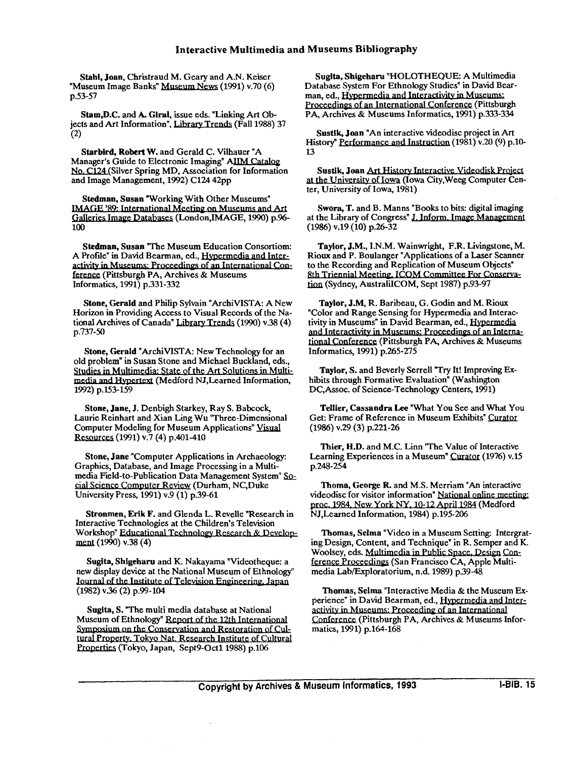**Stahl, Joan**, Christraud M. Geary and A.N. Keiser "Museum Image Banks" Museum News (1991) v.70 (6) p.53-57

**Stam,D.C.** and **A. Giral**, issue eds. "Linking Art Objects and Art Information", Library Trends (Fall 1988) 37 (2)

**Starbird, Robert W.** and Gerald C. Vilhauer "A Manager's Guide to Electronic Imaging" AIIM Catalog No. C124 (Silver Spring MD, Association for Information and Image Management, 1992) C124 42pp

**Stedman, Susan** "Working With Other Museums" IMAGE '89: International Meeting on Museums and Art Galleries Image Databases (London,IMAGE, 1990) p.96-100

**Stedman, Susan** "The Museum Education Consortiom: A Profile" in David Bearman, ed., Hypermedia and Interactivity in Museums: Proceedings of an International Conference (Pittsburgh PA, Archives & Museums Informatics, 1991) p.331-332

**Stone, Gerald** and Philip Sylvain "ArchiVISTA: A New Horizon in Providing Access to Visual Records of the National Archives of Canada" Library Trends (1990) v.38 (4) p.737-50

**Stone, Gerald** "ArchiVISTA: New Technology for an old problem" in Susan Stone and Michael Buckland, eds., Studies in Multimedia: State of the Art Solutions in Multimedia and Hypertext (Medford NJ,Learned Information, 1992) p.153-159

**Stone, Jane**, J. Denbigh Starkey, Ray S. Babcock, Laurie Reinhart and Xian Ling Wu "Three-Dimensional Computer Modeling for Museum Applications" Visual Resources (1991) v.7 (4) p.401-410

**Stone, Jane** "Computer Applications in Archaeology: Graphics, Database, and Image Processing in a Multimedia Field-to-Publication Data Management System" Social Science Computer Review (Durham, NC,Duke University Press, 1991) v.9 (1) p.39-61

**Stronmen, Erik F.** and Glenda L. Revelle "Research in Interactive Technologies at the Children's Television Workshop" Educational Technology Research & Development (1990) v.38 (4)

**Sugita, Shigeharu** and K. Nakayama "Videotheque: a new display device at the National Museum of Ethnology" Journal of the Institute of Television Engineering, Japan (1982) v.36 (2) p.99-104

**Sugita, S.** "The multi media database at National Museum of Ethnology" Report of the 12th International Symposium on the Conservation and Restoration of Cultural Property, Tokyo Nat. Research Institute of Cultural Properties (Tokyo, Japan, Sept9-Oct1 1988) p.106

**Sugita, Shigeharu** "HOLOTHEQUE: A Multimedia Database System For Ethnology Studies" in David Bearman, ed., Hypermedia and Interactivity in Museums: Proceedings of an International Conference (Pittsburgh PA, Archives & Museums Informatics, 1991) p.333-334

**Sustik, Joan** "An interactive videodisc project in Art History" Performance and Instruction (1981) v.20 (9) p.10-13

**Sustik, Joan** Art History Interactive Videodisk Project at the University of Iowa (Iowa City,Weeg Computer Center, University of Iowa, 1981)

**Swora, T.** and B. Manns "Books to bits: digital imaging at the Library of Congress" J. Inform. Image Management (1986) v.19 (10) p.26-32

**Taylor, J.M.**, I.N.M. Wainwright, F.R. Livingstone, M. Rioux and P. Boulanger "Applications of a Laser Scanner to the Recording and Replication of Museum Objects" 8th Triennial Meeting, ICOM Committee For Conservation (Sydney, AustraliICOM, Sept 1987) p.93-97

**Taylor, J.M**, R. Baribeau, G. Godin and M. Rioux "Color and Range Sensing for Hypermedia and Interactivity in Museums" in David Bearman, ed., Hypermedia and Interactivity in Museums: Proceedings of an International Conference (Pittsburgh PA, Archives & Museums Informatics, 1991) p.265-275

**Taylor, S.** and Beverly Serrell "Try It! Improving Exhibits through Formative Evaluation" (Washington DC,Assoc. of Science-Technology Centers, 1991)

**Tellier, Cassandra Lee** "What You See and What You Get: Frame of Reference in Museum Exhibits" Curator (1986) v.29 (3) p.221-26

**Thier, H.D.** and M.C. Linn "The Value of Interactive Learning Experiences in a Museum" Curator (1976) v.15 p.248-254

**Thoma, George R.** and M.S. Merriam "An interactive videodisc for visitor information" National online meeting: proc. 1984, New York NY, 10-12 April 1984 (Medford NJ,Learned Information, 1984) p.195-206

**Thomas, Selma** "Video in a Museum Setting: Intergrating Design, Content, and Technique" in R. Semper and K. Woolsey, eds. Multimedia in Public Space, Design Conference Proceedings (San Francisco CA, Apple Multimedia Lab/Exploratorium, n.d. 1989) p.39-48

**Thomas, Selma** "Interactive Media & the Museum Experience" in David Bearman, ed., Hypermedia and Interactivity in Museums: Proceeding of an International Conference (Pittsburgh PA, Archives & Museums Informatics, 1991) p.164-168